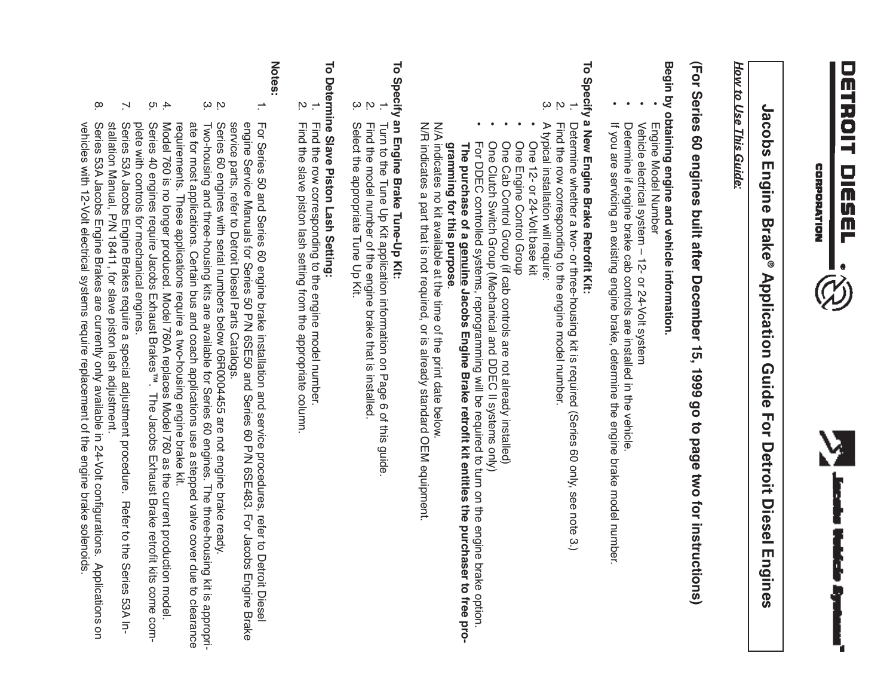# Jacobs Engine Brake® Application Guide For Detroit Diesel Engines

***How to Use This Guide:***

**(For Series 60 engines built after December 15, 1999 go to page two for instructions)**

**Begin by obtaining engine and vehicle information.**

- Engine Model Number
- Vehicle electrical system – 12- or 24-Volt system
- Determine if engine brake cab controls are installed in the vehicle.
- If you are servicing an existing engine brake, determine the engine brake model number.

**To Specify a New Engine Brake Retrofit Kit:**

1. Determine whether a two- or three-housing kit is required (Series 60 only, see note 3.)
2. Find the row corresponding to the engine model number.
3. A typical installation will require:
   - One 12- or 24-Volt base kit
   - One Engine Control Group
   - One Cab Control Group (if cab controls are not already installed)
   - One Clutch Switch Group (Mechanical and DDEC II systems only)
   - For DDEC controlled systems, reprogramming will be required to turn on the engine brake option. **The purchase of a genuine Jacobs Engine Brake retrofit kit entitles the purchaser to free programming for this purpose.**

N/A indicates no kit available at the time of the print date below.
N/R indicates a part that is not required, or is already standard OEM equipment.

**To Specify an Engine Brake Tune-Up Kit:**

1. Turn to the Tune Up Kit application information on Page 6 of this guide.
2. Find the model number of the engine brake that is installed.
3. Select the appropriate Tune Up Kit.

**To Determine Slave Piston Lash Setting:**

1. Find the row corresponding to the engine model number.
2. Find the slave piston lash setting from the appropriate column.

**Notes:**

1. For Series 50 and Series 60 engine brake installation and service procedures, refer to Detroit Diesel engine Service Manuals for Series 50 P/N 6SE50 and Series 60 P/N 6SE483. For Jacobs Engine Brake service parts, refer to Detroit Diesel Parts Catalogs.
2. Series 60 engines with serial numbers below 06R0004455 are not engine brake ready.
3. Two-housing and three-housing kits are available for Series 60 engines. The three-housing kit is appropriate for most applications. Certain bus and coach applications use a stepped valve cover due to clearance requirements. These applications require a two-housing engine brake kit.
4. Model 760 is no longer produced. Model 760A replaces Model 760 as the current production model.
5. Series 40 engines require Jacobs Exhaust Brakes™. The Jacobs Exhaust Brake retrofit kits come complete with controls for mechanical engines.
7. Series 53A Jacobs Engine Brakes require a special adjustment procedure. Refer to the Series 53A Installation Manual, P/N 18411, for slave piston lash adjustment.
8. Series 53A Jacobs Engine Brakes are currently only available in 24-Volt configurations. Applications on vehicles with 12-Volt electrical systems require replacement of the engine brake solenoids.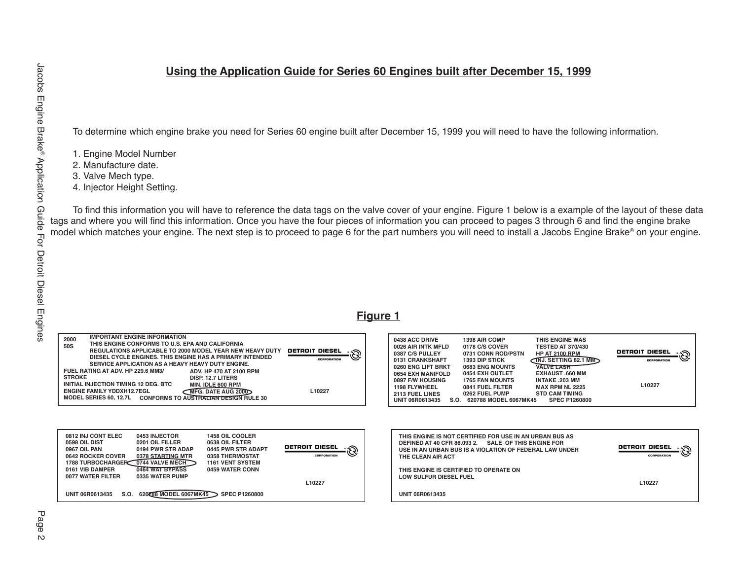## Using the Application Guide for Series 60 Engines built after December 15, 1999

To determine which engine brake you need for Series 60 engine built after December 15, 1999 you will need to have the following information.

1. Engine Model Number
2. Manufacture date.
3. Valve Mech type.
4. Injector Height Setting.

To find this information you will have to reference the data tags on the valve cover of your engine. Figure 1 below is a example of the layout of these data tags and where you will find this information. Once you have the four pieces of information you can proceed to pages 3 through 6 and find the engine brake model which matches your engine. The next step is to proceed to page 6 for the part numbers you will need to install a Jacobs Engine Brake® on your engine.

**Figure 1**

```
2000  IMPORTANT ENGINE INFORMATION
50S   THIS ENGINE CONFORMS TO U.S. EPA AND CALIFORNIA
      REGULATIONS APPLICABLE TO 2000 MODEL YEAR NEW HEAVY DUTY     DETROIT DIESEL
      DIESEL CYCLE ENGINES. THIS ENGINE HAS A PRIMARY INTENDED     CORPORATION
      SERVICE APPLICATION AS A HEAVY HEAVY DUTY ENGINE.
FUEL RATING AT ADV. HP 229.6 MM3/     ADV. HP 470 AT 2100 RPM
STROKE                                DISP. 12.7 LITERS
INITIAL INJECTION TIMING 12 DEG. BTC  MIN. IDLE 600 RPM
ENGINE FAMILY YDDXH12.7EGL            MFG. DATE AUG 2000                   L10227
MODEL SERIES 60, 12.7L   CONFORMS TO AUSTRALIAN DESIGN RULE 30
```

```
0438 ACC DRIVE       1398 AIR COMP         THIS ENGINE WAS
0026 AIR INTK MFLD   0178 C/S COVER        TESTED AT 370/430
0387 C/S PULLEY      0731 CONN ROD/PSTN    HP AT 2100 RPM          DETROIT DIESEL
0131 CRANKSHAFT      1393 DIP STICK        INJ. SETTING 82.1 MM    CORPORATION
0260 ENG LIFT BRKT   0683 ENG MOUNTS       VALVE LASH
0654 EXH MANIFOLD    0454 EXH OUTLET       EXHAUST .660 MM
0897 F/W HOUSING     1765 FAN MOUNTS       INTAKE .203 MM
1198 FLYWHEEL        0841 FUEL FILTER      MAX RPM NL 2225          L10227
2113 FUEL LINES      0262 FUEL PUMP        STD CAM TIMING
UNIT 06R0613435   S.O.   620788 MODEL 6067MK45   SPEC P1260800
```

```
0812 INJ CONT ELEC   0453 INJECTOR         1458 OIL COOLER
0598 OIL DIST        0201 OIL FILLER       0638 OIL FILTER
0967 OIL PAN         0194 PWR STR ADAP     0445 PWR STR ADAPT      DETROIT DIESEL
0642 ROCKER COVER    0378 STARTING MTR     0358 THERMOSTAT         CORPORATION
1788 TURBOCHARGER    0744 VALVE MECH       1161 VENT SYSTEM
0161 VIB DAMPER      0464 WAT BYPASS       0459 WATER CONN
0077 WATER FILTER    0335 WATER PUMP
                                                                   L10227
UNIT 06R0613435   S.O.   620788 MODEL 6067MK45   SPEC P1260800
```

```
THIS ENGINE IS NOT CERTIFIED FOR USE IN AN URBAN BUS AS
DEFINED AT 40 CFR 86.093 2.   SALE OF THIS ENGINE FOR
USE IN AN URBAN BUS IS A VIOLATION OF FEDERAL LAW UNDER            DETROIT DIESEL
THE CLEAN AIR ACT                                                  CORPORATION

THIS ENGINE IS CERTIFIED TO OPERATE ON
LOW SULFUR DIESEL FUEL
                                                                   L10227
UNIT 06R0613435
```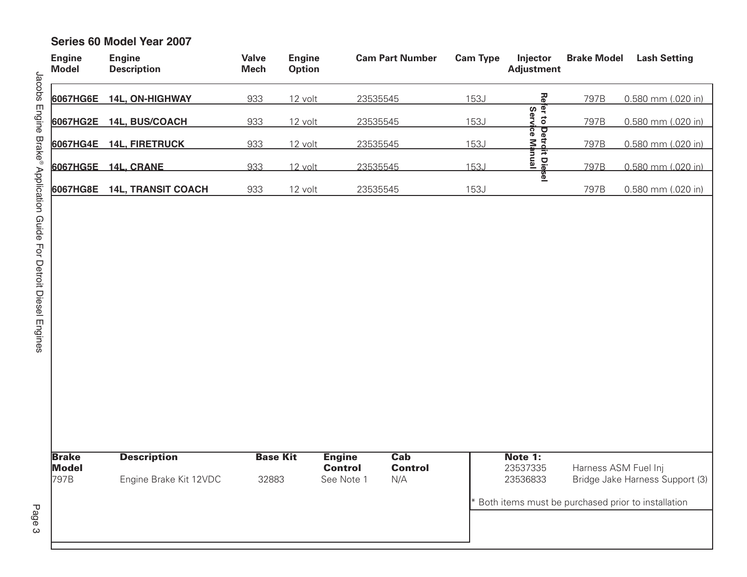## Series 60 Model Year 2007

| Engine Model | Engine Description | Valve Mech | Engine Option | Cam Part Number | Cam Type | Injector Adjustment | Brake Model | Lash Setting |
|---|---|---|---|---|---|---|---|---|
| **6067HG6E** | **14L, ON-HIGHWAY** | 933 | 12 volt | 23535545 | 153J | Refer to Detroit Diesel Service Manual | 797B | 0.580 mm (.020 in) |
| **6067HG2E** | **14L, BUS/COACH** | 933 | 12 volt | 23535545 | 153J | Refer to Detroit Diesel Service Manual | 797B | 0.580 mm (.020 in) |
| **6067HG4E** | **14L, FIRETRUCK** | 933 | 12 volt | 23535545 | 153J | Refer to Detroit Diesel Service Manual | 797B | 0.580 mm (.020 in) |
| **6067HG5E** | **14L, CRANE** | 933 | 12 volt | 23535545 | 153J | Refer to Detroit Diesel Service Manual | 797B | 0.580 mm (.020 in) |
| **6067HG8E** | **14L, TRANSIT COACH** | 933 | 12 volt | 23535545 | 153J | Refer to Detroit Diesel Service Manual | 797B | 0.580 mm (.020 in) |

| Brake Model | Description | Base Kit | Engine Control | Cab Control |
|---|---|---|---|---|
| 797B | Engine Brake Kit 12VDC | 32883 | See Note 1 | N/A |

**Note 1:**

| | |
|---|---|
| 23537335 | Harness ASM Fuel Inj |
| 23536833 | Bridge Jake Harness Support (3) |

\* Both items must be purchased prior to installation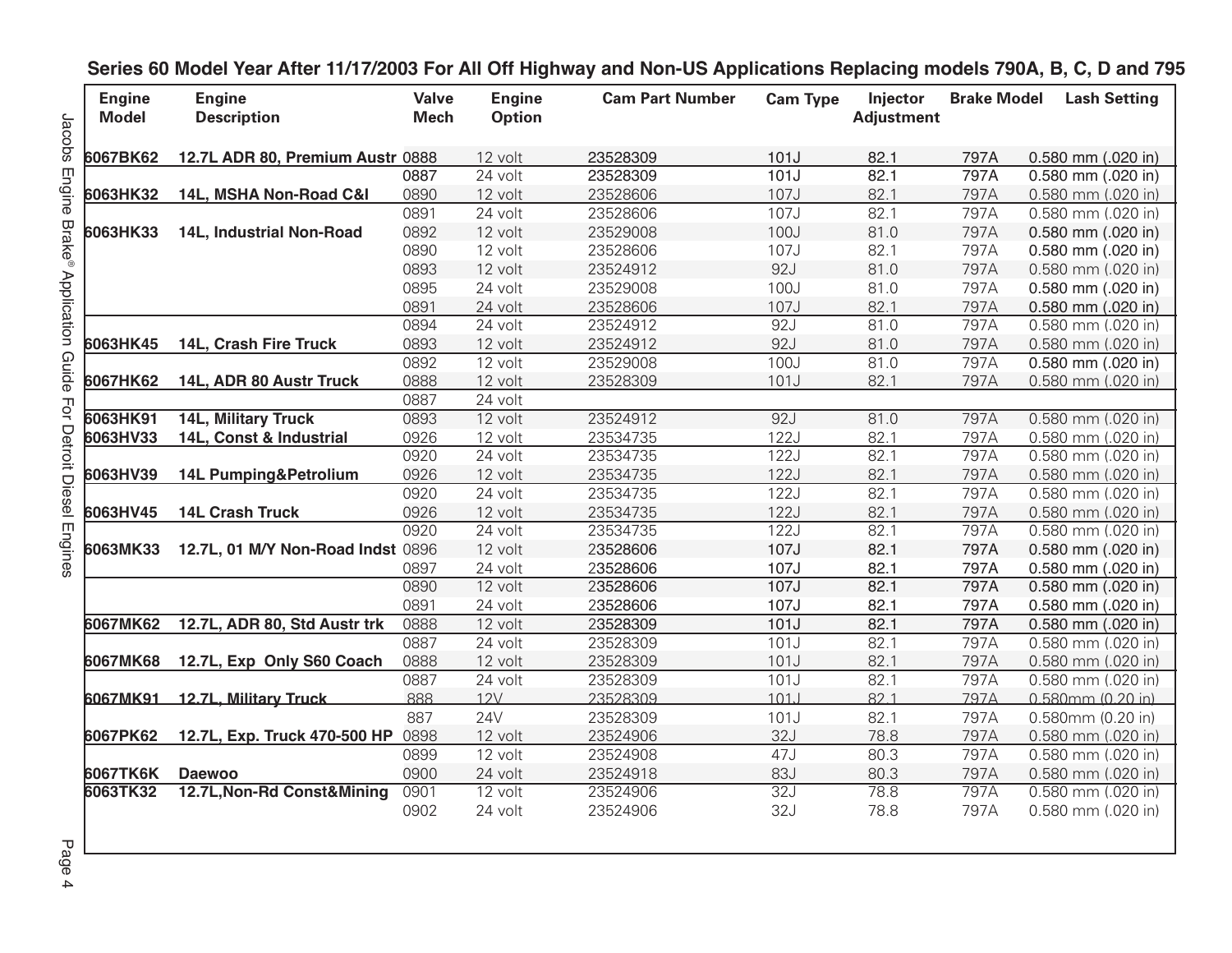## Series 60 Model Year After 11/17/2003 For All Off Highway and Non-US Applications Replacing models 790A, B, C, D and 795

| Engine Model | Engine Description | Valve Mech | Engine Option | Cam Part Number | Cam Type | Injector Adjustment | Brake Model | Lash Setting |
|---|---|---|---|---|---|---|---|---|
| 6067BK62 | 12.7L ADR 80, Premium Austr | 0888 | 12 volt | 23528309 | 101J | 82.1 | 797A | 0.580 mm (.020 in) |
| | | 0887 | 24 volt | 23528309 | 101J | 82.1 | 797A | 0.580 mm (.020 in) |
| 6063HK32 | 14L, MSHA Non-Road C&I | 0890 | 12 volt | 23528606 | 107J | 82.1 | 797A | 0.580 mm (.020 in) |
| | | 0891 | 24 volt | 23528606 | 107J | 82.1 | 797A | 0.580 mm (.020 in) |
| 6063HK33 | 14L, Industrial Non-Road | 0892 | 12 volt | 23529008 | 100J | 81.0 | 797A | 0.580 mm (.020 in) |
| | | 0890 | 12 volt | 23528606 | 107J | 82.1 | 797A | 0.580 mm (.020 in) |
| | | 0893 | 12 volt | 23524912 | 92J | 81.0 | 797A | 0.580 mm (.020 in) |
| | | 0895 | 24 volt | 23529008 | 100J | 81.0 | 797A | 0.580 mm (.020 in) |
| | | 0891 | 24 volt | 23528606 | 107J | 82.1 | 797A | 0.580 mm (.020 in) |
| | | 0894 | 24 volt | 23524912 | 92J | 81.0 | 797A | 0.580 mm (.020 in) |
| 6063HK45 | 14L, Crash Fire Truck | 0893 | 12 volt | 23524912 | 92J | 81.0 | 797A | 0.580 mm (.020 in) |
| | | 0892 | 12 volt | 23529008 | 100J | 81.0 | 797A | 0.580 mm (.020 in) |
| 6067HK62 | 14L, ADR 80 Austr Truck | 0888 | 12 volt | 23528309 | 101J | 82.1 | 797A | 0.580 mm (.020 in) |
| | | 0887 | 24 volt | | | | | |
| 6063HK91 | 14L, Military Truck | 0893 | 12 volt | 23524912 | 92J | 81.0 | 797A | 0.580 mm (.020 in) |
| 6063HV33 | 14L, Const & Industrial | 0926 | 12 volt | 23534735 | 122J | 82.1 | 797A | 0.580 mm (.020 in) |
| | | 0920 | 24 volt | 23534735 | 122J | 82.1 | 797A | 0.580 mm (.020 in) |
| 6063HV39 | 14L Pumping&Petrolium | 0926 | 12 volt | 23534735 | 122J | 82.1 | 797A | 0.580 mm (.020 in) |
| | | 0920 | 24 volt | 23534735 | 122J | 82.1 | 797A | 0.580 mm (.020 in) |
| 6063HV45 | 14L Crash Truck | 0926 | 12 volt | 23534735 | 122J | 82.1 | 797A | 0.580 mm (.020 in) |
| | | 0920 | 24 volt | 23534735 | 122J | 82.1 | 797A | 0.580 mm (.020 in) |
| 6063MK33 | 12.7L, 01 M/Y Non-Road Indst | 0896 | 12 volt | 23528606 | 107J | 82.1 | 797A | 0.580 mm (.020 in) |
| | | 0897 | 24 volt | 23528606 | 107J | 82.1 | 797A | 0.580 mm (.020 in) |
| | | 0890 | 12 volt | 23528606 | 107J | 82.1 | 797A | 0.580 mm (.020 in) |
| | | 0891 | 24 volt | 23528606 | 107J | 82.1 | 797A | 0.580 mm (.020 in) |
| 6067MK62 | 12.7L, ADR 80, Std Austr trk | 0888 | 12 volt | 23528309 | 101J | 82.1 | 797A | 0.580 mm (.020 in) |
| | | 0887 | 24 volt | 23528309 | 101J | 82.1 | 797A | 0.580 mm (.020 in) |
| 6067MK68 | 12.7L, Exp Only S60 Coach | 0888 | 12 volt | 23528309 | 101J | 82.1 | 797A | 0.580 mm (.020 in) |
| | | 0887 | 24 volt | 23528309 | 101J | 82.1 | 797A | 0.580 mm (.020 in) |
| 6067MK91 | 12.7L, Military Truck | 888 | 12V | 23528309 | 101J | 82.1 | 797A | 0.580mm (0.20 in) |
| | | 887 | 24V | 23528309 | 101J | 82.1 | 797A | 0.580mm (0.20 in) |
| 6067PK62 | 12.7L, Exp. Truck 470-500 HP | 0898 | 12 volt | 23524906 | 32J | 78.8 | 797A | 0.580 mm (.020 in) |
| | | 0899 | 12 volt | 23524908 | 47J | 80.3 | 797A | 0.580 mm (.020 in) |
| 6067TK6K | Daewoo | 0900 | 24 volt | 23524918 | 83J | 80.3 | 797A | 0.580 mm (.020 in) |
| 6063TK32 | 12.7L,Non-Rd Const&Mining | 0901 | 12 volt | 23524906 | 32J | 78.8 | 797A | 0.580 mm (.020 in) |
| | | 0902 | 24 volt | 23524906 | 32J | 78.8 | 797A | 0.580 mm (.020 in) |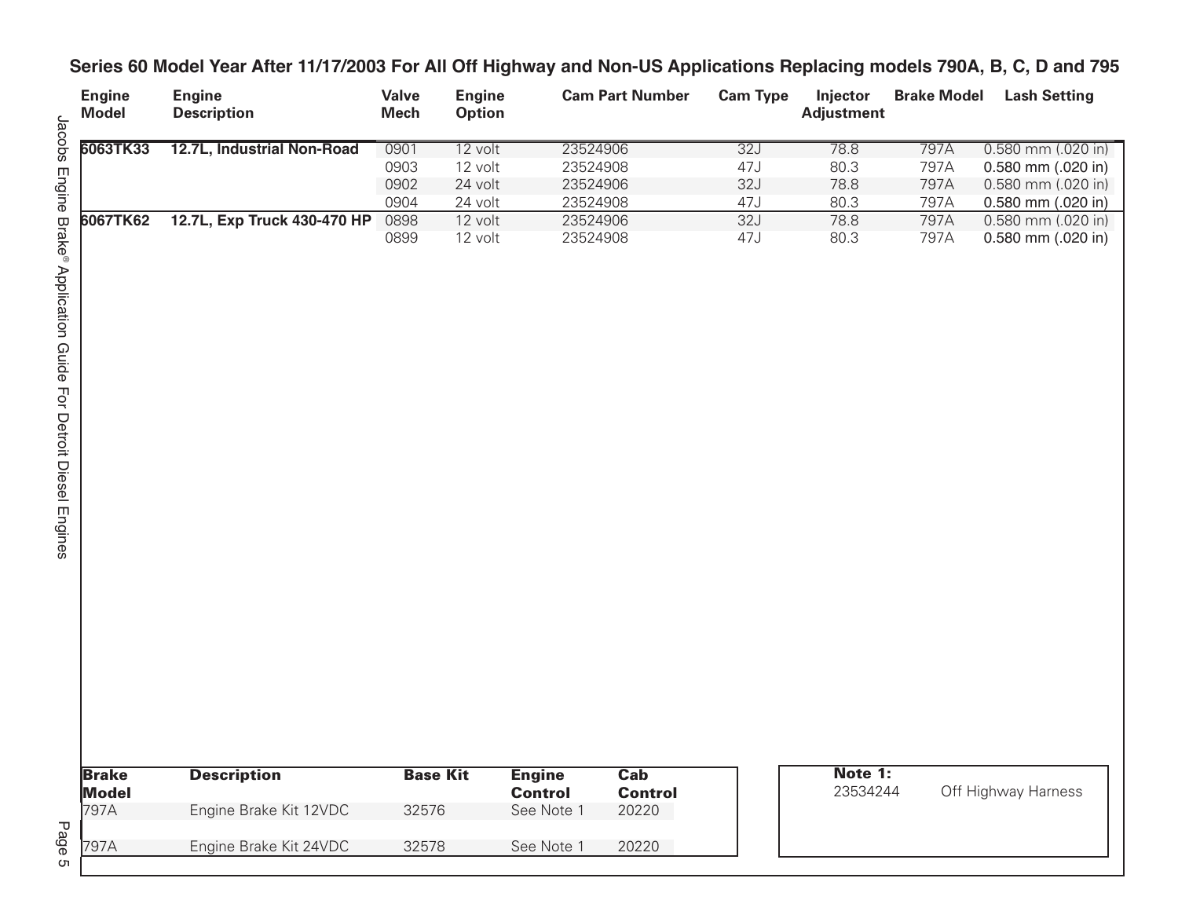## Series 60 Model Year After 11/17/2003 For All Off Highway and Non-US Applications Replacing models 790A, B, C, D and 795

| Engine Model | Engine Description | Valve Mech | Engine Option | Cam Part Number | Cam Type | Injector Adjustment | Brake Model | Lash Setting |
|---|---|---|---|---|---|---|---|---|
| **6063TK33** | **12.7L, Industrial Non-Road** | 0901 | 12 volt | 23524906 | 32J | 78.8 | 797A | 0.580 mm (.020 in) |
| | | 0903 | 12 volt | 23524908 | 47J | 80.3 | 797A | 0.580 mm (.020 in) |
| | | 0902 | 24 volt | 23524906 | 32J | 78.8 | 797A | 0.580 mm (.020 in) |
| | | 0904 | 24 volt | 23524908 | 47J | 80.3 | 797A | 0.580 mm (.020 in) |
| **6067TK62** | **12.7L, Exp Truck 430-470 HP** | 0898 | 12 volt | 23524906 | 32J | 78.8 | 797A | 0.580 mm (.020 in) |
| | | 0899 | 12 volt | 23524908 | 47J | 80.3 | 797A | 0.580 mm (.020 in) |

| Brake Model | Description | Base Kit | Engine Control | Cab Control |
|---|---|---|---|---|
| 797A | Engine Brake Kit 12VDC | 32576 | See Note 1 | 20220 |
| 797A | Engine Brake Kit 24VDC | 32578 | See Note 1 | 20220 |

**Note 1:**

23534244 Off Highway Harness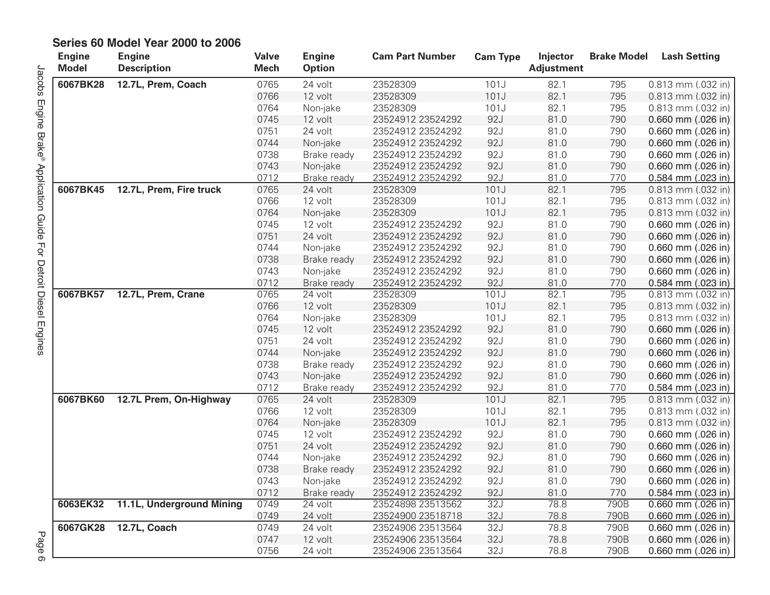## Series 60 Model Year 2000 to 2006

| Engine Model | Engine Description | Valve Mech | Engine Option | Cam Part Number | Cam Type | Injector Adjustment | Brake Model | Lash Setting |
|---|---|---|---|---|---|---|---|---|
| **6067BK28** | **12.7L, Prem, Coach** | 0765 | 24 volt | 23528309 | 101J | 82.1 | 795 | 0.813 mm (.032 in) |
| | | 0766 | 12 volt | 23528309 | 101J | 82.1 | 795 | 0.813 mm (.032 in) |
| | | 0764 | Non-jake | 23528309 | 101J | 82.1 | 795 | 0.813 mm (.032 in) |
| | | 0745 | 12 volt | 23524912 23524292 | 92J | 81.0 | 790 | 0.660 mm (.026 in) |
| | | 0751 | 24 volt | 23524912 23524292 | 92J | 81.0 | 790 | 0.660 mm (.026 in) |
| | | 0744 | Non-jake | 23524912 23524292 | 92J | 81.0 | 790 | 0.660 mm (.026 in) |
| | | 0738 | Brake ready | 23524912 23524292 | 92J | 81.0 | 790 | 0.660 mm (.026 in) |
| | | 0743 | Non-jake | 23524912 23524292 | 92J | 81.0 | 790 | 0.660 mm (.026 in) |
| | | 0712 | Brake ready | 23524912 23524292 | 92J | 81.0 | 770 | 0.584 mm (.023 in) |
| **6067BK45** | **12.7L, Prem, Fire truck** | 0765 | 24 volt | 23528309 | 101J | 82.1 | 795 | 0.813 mm (.032 in) |
| | | 0766 | 12 volt | 23528309 | 101J | 82.1 | 795 | 0.813 mm (.032 in) |
| | | 0764 | Non-jake | 23528309 | 101J | 82.1 | 795 | 0.813 mm (.032 in) |
| | | 0745 | 12 volt | 23524912 23524292 | 92J | 81.0 | 790 | 0.660 mm (.026 in) |
| | | 0751 | 24 volt | 23524912 23524292 | 92J | 81.0 | 790 | 0.660 mm (.026 in) |
| | | 0744 | Non-jake | 23524912 23524292 | 92J | 81.0 | 790 | 0.660 mm (.026 in) |
| | | 0738 | Brake ready | 23524912 23524292 | 92J | 81.0 | 790 | 0.660 mm (.026 in) |
| | | 0743 | Non-jake | 23524912 23524292 | 92J | 81.0 | 790 | 0.660 mm (.026 in) |
| | | 0712 | Brake ready | 23524912 23524292 | 92J | 81.0 | 770 | 0.584 mm (.023 in) |
| **6067BK57** | **12.7L, Prem, Crane** | 0765 | 24 volt | 23528309 | 101J | 82.1 | 795 | 0.813 mm (.032 in) |
| | | 0766 | 12 volt | 23528309 | 101J | 82.1 | 795 | 0.813 mm (.032 in) |
| | | 0764 | Non-jake | 23528309 | 101J | 82.1 | 795 | 0.813 mm (.032 in) |
| | | 0745 | 12 volt | 23524912 23524292 | 92J | 81.0 | 790 | 0.660 mm (.026 in) |
| | | 0751 | 24 volt | 23524912 23524292 | 92J | 81.0 | 790 | 0.660 mm (.026 in) |
| | | 0744 | Non-jake | 23524912 23524292 | 92J | 81.0 | 790 | 0.660 mm (.026 in) |
| | | 0738 | Brake ready | 23524912 23524292 | 92J | 81.0 | 790 | 0.660 mm (.026 in) |
| | | 0743 | Non-jake | 23524912 23524292 | 92J | 81.0 | 790 | 0.660 mm (.026 in) |
| | | 0712 | Brake ready | 23524912 23524292 | 92J | 81.0 | 770 | 0.584 mm (.023 in) |
| **6067BK60** | **12.7L Prem, On-Highway** | 0765 | 24 volt | 23528309 | 101J | 82.1 | 795 | 0.813 mm (.032 in) |
| | | 0766 | 12 volt | 23528309 | 101J | 82.1 | 795 | 0.813 mm (.032 in) |
| | | 0764 | Non-jake | 23528309 | 101J | 82.1 | 795 | 0.813 mm (.032 in) |
| | | 0745 | 12 volt | 23524912 23524292 | 92J | 81.0 | 790 | 0.660 mm (.026 in) |
| | | 0751 | 24 volt | 23524912 23524292 | 92J | 81.0 | 790 | 0.660 mm (.026 in) |
| | | 0744 | Non-jake | 23524912 23524292 | 92J | 81.0 | 790 | 0.660 mm (.026 in) |
| | | 0738 | Brake ready | 23524912 23524292 | 92J | 81.0 | 790 | 0.660 mm (.026 in) |
| | | 0743 | Non-jake | 23524912 23524292 | 92J | 81.0 | 790 | 0.660 mm (.026 in) |
| | | 0712 | Brake ready | 23524912 23524292 | 92J | 81.0 | 770 | 0.584 mm (.023 in) |
| **6063EK32** | **11.1L, Underground Mining** | 0749 | 24 volt | 23524898 23513562 | 32J | 78.8 | 790B | 0.660 mm (.026 in) |
| | | 0749 | 24 volt | 23524900 23518718 | 32J | 78.8 | 790B | 0.660 mm (.026 in) |
| **6067GK28** | **12.7L, Coach** | 0749 | 24 volt | 23524906 23513564 | 32J | 78.8 | 790B | 0.660 mm (.026 in) |
| | | 0747 | 12 volt | 23524906 23513564 | 32J | 78.8 | 790B | 0.660 mm (.026 in) |
| | | 0756 | 24 volt | 23524906 23513564 | 32J | 78.8 | 790B | 0.660 mm (.026 in) |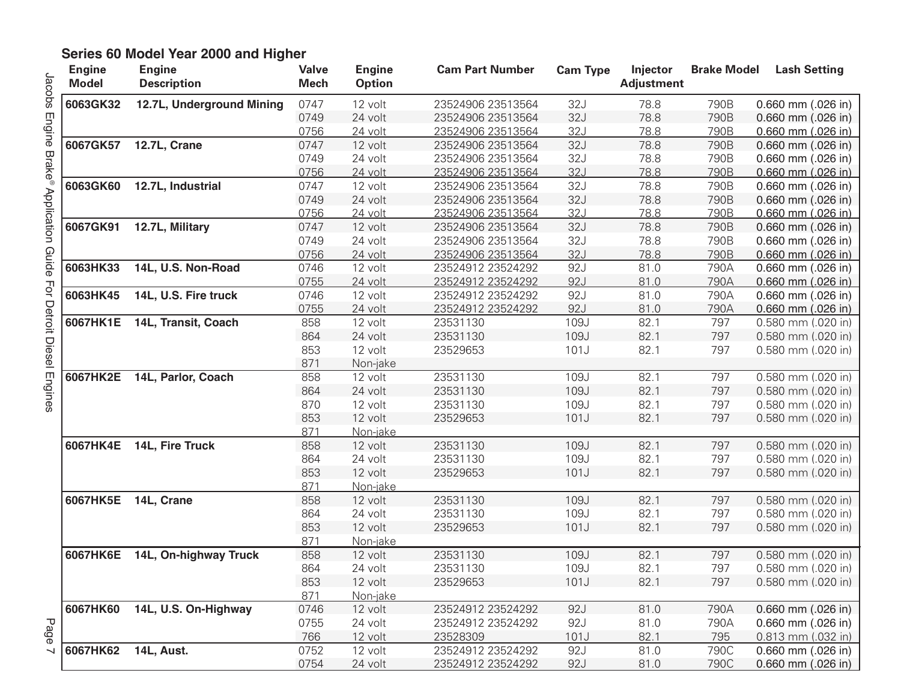## Series 60 Model Year 2000 and Higher

| Engine Model | Engine Description | Valve Mech | Engine Option | Cam Part Number | Cam Type | Injector Adjustment | Brake Model | Lash Setting |
|---|---|---|---|---|---|---|---|---|
| **6063GK32** | **12.7L, Underground Mining** | 0747 | 12 volt | 23524906 23513564 | 32J | 78.8 | 790B | 0.660 mm (.026 in) |
| | | 0749 | 24 volt | 23524906 23513564 | 32J | 78.8 | 790B | 0.660 mm (.026 in) |
| | | 0756 | 24 volt | 23524906 23513564 | 32J | 78.8 | 790B | 0.660 mm (.026 in) |
| **6067GK57** | **12.7L, Crane** | 0747 | 12 volt | 23524906 23513564 | 32J | 78.8 | 790B | 0.660 mm (.026 in) |
| | | 0749 | 24 volt | 23524906 23513564 | 32J | 78.8 | 790B | 0.660 mm (.026 in) |
| | | 0756 | 24 volt | 23524906 23513564 | 32J | 78.8 | 790B | 0.660 mm (.026 in) |
| **6063GK60** | **12.7L, Industrial** | 0747 | 12 volt | 23524906 23513564 | 32J | 78.8 | 790B | 0.660 mm (.026 in) |
| | | 0749 | 24 volt | 23524906 23513564 | 32J | 78.8 | 790B | 0.660 mm (.026 in) |
| | | 0756 | 24 volt | 23524906 23513564 | 32J | 78.8 | 790B | 0.660 mm (.026 in) |
| **6067GK91** | **12.7L, Military** | 0747 | 12 volt | 23524906 23513564 | 32J | 78.8 | 790B | 0.660 mm (.026 in) |
| | | 0749 | 24 volt | 23524906 23513564 | 32J | 78.8 | 790B | 0.660 mm (.026 in) |
| | | 0756 | 24 volt | 23524906 23513564 | 32J | 78.8 | 790B | 0.660 mm (.026 in) |
| **6063HK33** | **14L, U.S. Non-Road** | 0746 | 12 volt | 23524912 23524292 | 92J | 81.0 | 790A | 0.660 mm (.026 in) |
| | | 0755 | 24 volt | 23524912 23524292 | 92J | 81.0 | 790A | 0.660 mm (.026 in) |
| **6063HK45** | **14L, U.S. Fire truck** | 0746 | 12 volt | 23524912 23524292 | 92J | 81.0 | 790A | 0.660 mm (.026 in) |
| | | 0755 | 24 volt | 23524912 23524292 | 92J | 81.0 | 790A | 0.660 mm (.026 in) |
| **6067HK1E** | **14L, Transit, Coach** | 858 | 12 volt | 23531130 | 109J | 82.1 | 797 | 0.580 mm (.020 in) |
| | | 864 | 24 volt | 23531130 | 109J | 82.1 | 797 | 0.580 mm (.020 in) |
| | | 853 | 12 volt | 23529653 | 101J | 82.1 | 797 | 0.580 mm (.020 in) |
| | | 871 | Non-jake | | | | | |
| **6067HK2E** | **14L, Parlor, Coach** | 858 | 12 volt | 23531130 | 109J | 82.1 | 797 | 0.580 mm (.020 in) |
| | | 864 | 24 volt | 23531130 | 109J | 82.1 | 797 | 0.580 mm (.020 in) |
| | | 870 | 12 volt | 23531130 | 109J | 82.1 | 797 | 0.580 mm (.020 in) |
| | | 853 | 12 volt | 23529653 | 101J | 82.1 | 797 | 0.580 mm (.020 in) |
| | | 871 | Non-jake | | | | | |
| **6067HK4E** | **14L, Fire Truck** | 858 | 12 volt | 23531130 | 109J | 82.1 | 797 | 0.580 mm (.020 in) |
| | | 864 | 24 volt | 23531130 | 109J | 82.1 | 797 | 0.580 mm (.020 in) |
| | | 853 | 12 volt | 23529653 | 101J | 82.1 | 797 | 0.580 mm (.020 in) |
| | | 871 | Non-jake | | | | | |
| **6067HK5E** | **14L, Crane** | 858 | 12 volt | 23531130 | 109J | 82.1 | 797 | 0.580 mm (.020 in) |
| | | 864 | 24 volt | 23531130 | 109J | 82.1 | 797 | 0.580 mm (.020 in) |
| | | 853 | 12 volt | 23529653 | 101J | 82.1 | 797 | 0.580 mm (.020 in) |
| | | 871 | Non-jake | | | | | |
| **6067HK6E** | **14L, On-highway Truck** | 858 | 12 volt | 23531130 | 109J | 82.1 | 797 | 0.580 mm (.020 in) |
| | | 864 | 24 volt | 23531130 | 109J | 82.1 | 797 | 0.580 mm (.020 in) |
| | | 853 | 12 volt | 23529653 | 101J | 82.1 | 797 | 0.580 mm (.020 in) |
| | | 871 | Non-jake | | | | | |
| **6067HK60** | **14L, U.S. On-Highway** | 0746 | 12 volt | 23524912 23524292 | 92J | 81.0 | 790A | 0.660 mm (.026 in) |
| | | 0755 | 24 volt | 23524912 23524292 | 92J | 81.0 | 790A | 0.660 mm (.026 in) |
| | | 766 | 12 volt | 23528309 | 101J | 82.1 | 795 | 0.813 mm (.032 in) |
| **6067HK62** | **14L, Aust.** | 0752 | 12 volt | 23524912 23524292 | 92J | 81.0 | 790C | 0.660 mm (.026 in) |
| | | 0754 | 24 volt | 23524912 23524292 | 92J | 81.0 | 790C | 0.660 mm (.026 in) |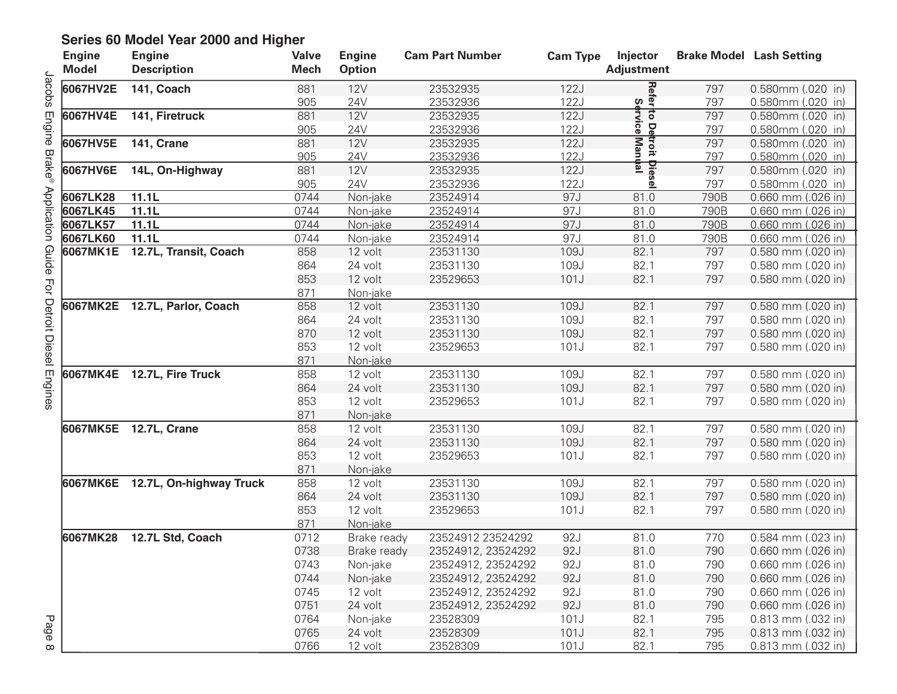## Series 60 Model Year 2000 and Higher

| Engine Model | Engine Description | Valve Mech | Engine Option | Cam Part Number | Cam Type | Injector Adjustment | Brake Model | Lash Setting |
|---|---|---|---|---|---|---|---|---|
| **6067HV2E** | **141, Coach** | 881 | 12V | 23532935 | 122J | Refer to Detroit Diesel Service Manual | 797 | 0.580mm (.020 in) |
| | | 905 | 24V | 23532936 | 122J | | 797 | 0.580mm (.020 in) |
| **6067HV4E** | **141, Firetruck** | 881 | 12V | 23532935 | 122J | | 797 | 0.580mm (.020 in) |
| | | 905 | 24V | 23532936 | 122J | | 797 | 0.580mm (.020 in) |
| **6067HV5E** | **141, Crane** | 881 | 12V | 23532935 | 122J | | 797 | 0.580mm (.020 in) |
| | | 905 | 24V | 23532936 | 122J | | 797 | 0.580mm (.020 in) |
| **6067HV6E** | **14L, On-Highway** | 881 | 12V | 23532935 | 122J | | 797 | 0.580mm (.020 in) |
| | | 905 | 24V | 23532936 | 122J | | 797 | 0.580mm (.020 in) |
| **6067LK28** | **11.1L** | 0744 | Non-jake | 23524914 | 97J | 81.0 | 790B | 0.660 mm (.026 in) |
| **6067LK45** | **11.1L** | 0744 | Non-jake | 23524914 | 97J | 81.0 | 790B | 0.660 mm (.026 in) |
| **6067LK57** | **11.1L** | 0744 | Non-jake | 23524914 | 97J | 81.0 | 790B | 0.660 mm (.026 in) |
| **6067LK60** | **11.1L** | 0744 | Non-jake | 23524914 | 97J | 81.0 | 790B | 0.660 mm (.026 in) |
| **6067MK1E** | **12.7L, Transit, Coach** | 858 | 12 volt | 23531130 | 109J | 82.1 | 797 | 0.580 mm (.020 in) |
| | | 864 | 24 volt | 23531130 | 109J | 82.1 | 797 | 0.580 mm (.020 in) |
| | | 853 | 12 volt | 23529653 | 101J | 82.1 | 797 | 0.580 mm (.020 in) |
| | | 871 | Non-jake | | | | | |
| **6067MK2E** | **12.7L, Parlor, Coach** | 858 | 12 volt | 23531130 | 109J | 82.1 | 797 | 0.580 mm (.020 in) |
| | | 864 | 24 volt | 23531130 | 109J | 82.1 | 797 | 0.580 mm (.020 in) |
| | | 870 | 12 volt | 23531130 | 109J | 82.1 | 797 | 0.580 mm (.020 in) |
| | | 853 | 12 volt | 23529653 | 101J | 82.1 | 797 | 0.580 mm (.020 in) |
| | | 871 | Non-jake | | | | | |
| **6067MK4E** | **12.7L, Fire Truck** | 858 | 12 volt | 23531130 | 109J | 82.1 | 797 | 0.580 mm (.020 in) |
| | | 864 | 24 volt | 23531130 | 109J | 82.1 | 797 | 0.580 mm (.020 in) |
| | | 853 | 12 volt | 23529653 | 101J | 82.1 | 797 | 0.580 mm (.020 in) |
| | | 871 | Non-jake | | | | | |
| **6067MK5E** | **12.7L, Crane** | 858 | 12 volt | 23531130 | 109J | 82.1 | 797 | 0.580 mm (.020 in) |
| | | 864 | 24 volt | 23531130 | 109J | 82.1 | 797 | 0.580 mm (.020 in) |
| | | 853 | 12 volt | 23529653 | 101J | 82.1 | 797 | 0.580 mm (.020 in) |
| | | 871 | Non-jake | | | | | |
| **6067MK6E** | **12.7L, On-highway Truck** | 858 | 12 volt | 23531130 | 109J | 82.1 | 797 | 0.580 mm (.020 in) |
| | | 864 | 24 volt | 23531130 | 109J | 82.1 | 797 | 0.580 mm (.020 in) |
| | | 853 | 12 volt | 23529653 | 101J | 82.1 | 797 | 0.580 mm (.020 in) |
| | | 871 | Non-jake | | | | | |
| **6067MK28** | **12.7L Std, Coach** | 0712 | Brake ready | 23524912 23524292 | 92J | 81.0 | 770 | 0.584 mm (.023 in) |
| | | 0738 | Brake ready | 23524912, 23524292 | 92J | 81.0 | 790 | 0.660 mm (.026 in) |
| | | 0743 | Non-jake | 23524912, 23524292 | 92J | 81.0 | 790 | 0.660 mm (.026 in) |
| | | 0744 | Non-jake | 23524912, 23524292 | 92J | 81.0 | 790 | 0.660 mm (.026 in) |
| | | 0745 | 12 volt | 23524912, 23524292 | 92J | 81.0 | 790 | 0.660 mm (.026 in) |
| | | 0751 | 24 volt | 23524912, 23524292 | 92J | 81.0 | 790 | 0.660 mm (.026 in) |
| | | 0764 | Non-jake | 23528309 | 101J | 82.1 | 795 | 0.813 mm (.032 in) |
| | | 0765 | 24 volt | 23528309 | 101J | 82.1 | 795 | 0.813 mm (.032 in) |
| | | 0766 | 12 volt | 23528309 | 101J | 82.1 | 795 | 0.813 mm (.032 in) |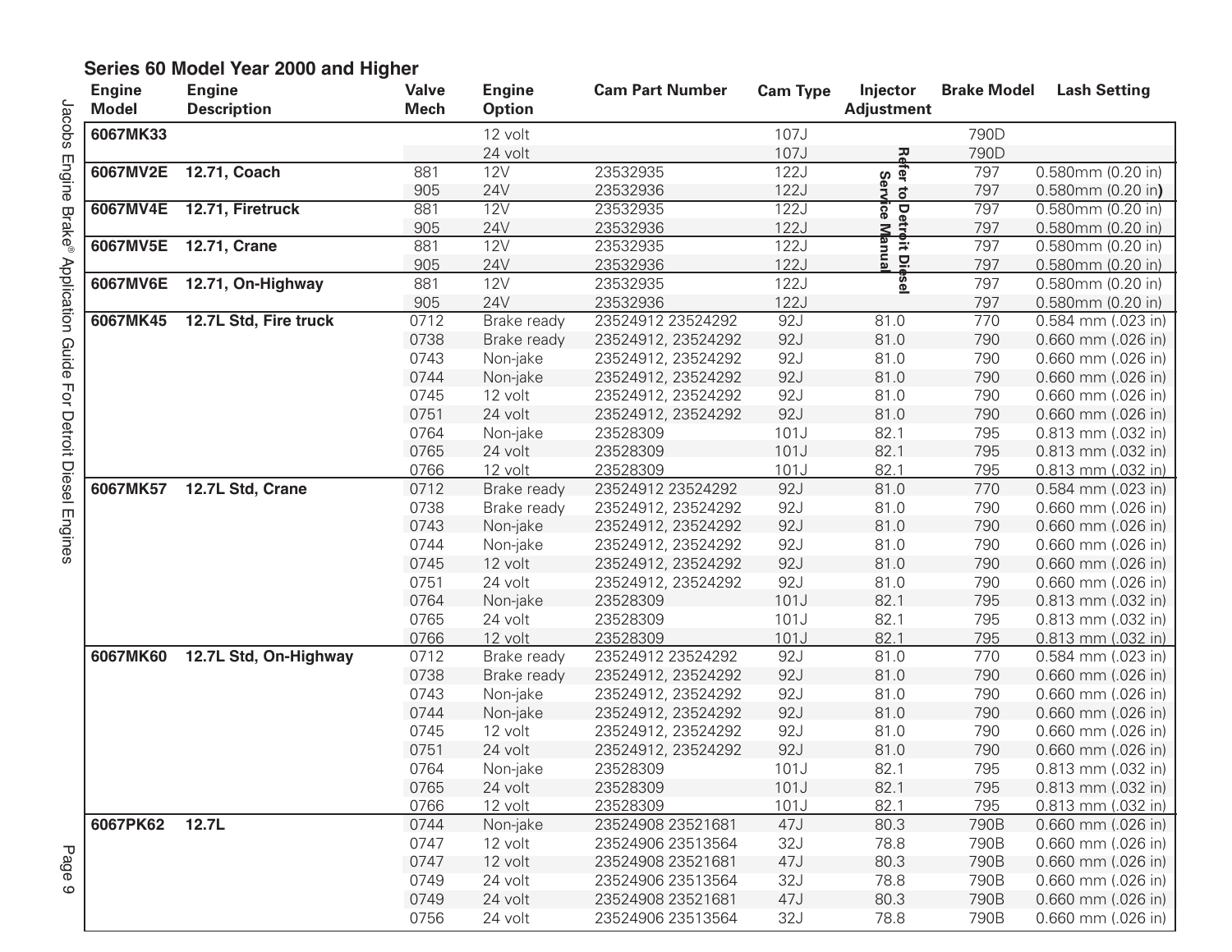## Series 60 Model Year 2000 and Higher

| Engine Model | Engine Description | Valve Mech | Engine Option | Cam Part Number | Cam Type | Injector Adjustment | Brake Model | Lash Setting |
|---|---|---|---|---|---|---|---|---|
| **6067MK33** | | | 12 volt | | 107J | Refer to Detroit Diesel Service Manual | 790D | |
| | | | 24 volt | | 107J | | 790D | |
| **6067MV2E** | **12.71, Coach** | 881 | 12V | 23532935 | 122J | | 797 | 0.580mm (0.20 in) |
| | | 905 | 24V | 23532936 | 122J | | 797 | 0.580mm (0.20 in) |
| **6067MV4E** | **12.71, Firetruck** | 881 | 12V | 23532935 | 122J | | 797 | 0.580mm (0.20 in) |
| | | 905 | 24V | 23532936 | 122J | | 797 | 0.580mm (0.20 in) |
| **6067MV5E** | **12.71, Crane** | 881 | 12V | 23532935 | 122J | | 797 | 0.580mm (0.20 in) |
| | | 905 | 24V | 23532936 | 122J | | 797 | 0.580mm (0.20 in) |
| **6067MV6E** | **12.71, On-Highway** | 881 | 12V | 23532935 | 122J | | 797 | 0.580mm (0.20 in) |
| | | 905 | 24V | 23532936 | 122J | | 797 | 0.580mm (0.20 in) |
| **6067MK45** | **12.7L Std, Fire truck** | 0712 | Brake ready | 23524912 23524292 | 92J | 81.0 | 770 | 0.584 mm (.023 in) |
| | | 0738 | Brake ready | 23524912, 23524292 | 92J | 81.0 | 790 | 0.660 mm (.026 in) |
| | | 0743 | Non-jake | 23524912, 23524292 | 92J | 81.0 | 790 | 0.660 mm (.026 in) |
| | | 0744 | Non-jake | 23524912, 23524292 | 92J | 81.0 | 790 | 0.660 mm (.026 in) |
| | | 0745 | 12 volt | 23524912, 23524292 | 92J | 81.0 | 790 | 0.660 mm (.026 in) |
| | | 0751 | 24 volt | 23524912, 23524292 | 92J | 81.0 | 790 | 0.660 mm (.026 in) |
| | | 0764 | Non-jake | 23528309 | 101J | 82.1 | 795 | 0.813 mm (.032 in) |
| | | 0765 | 24 volt | 23528309 | 101J | 82.1 | 795 | 0.813 mm (.032 in) |
| | | 0766 | 12 volt | 23528309 | 101J | 82.1 | 795 | 0.813 mm (.032 in) |
| **6067MK57** | **12.7L Std, Crane** | 0712 | Brake ready | 23524912 23524292 | 92J | 81.0 | 770 | 0.584 mm (.023 in) |
| | | 0738 | Brake ready | 23524912, 23524292 | 92J | 81.0 | 790 | 0.660 mm (.026 in) |
| | | 0743 | Non-jake | 23524912, 23524292 | 92J | 81.0 | 790 | 0.660 mm (.026 in) |
| | | 0744 | Non-jake | 23524912, 23524292 | 92J | 81.0 | 790 | 0.660 mm (.026 in) |
| | | 0745 | 12 volt | 23524912, 23524292 | 92J | 81.0 | 790 | 0.660 mm (.026 in) |
| | | 0751 | 24 volt | 23524912, 23524292 | 92J | 81.0 | 790 | 0.660 mm (.026 in) |
| | | 0764 | Non-jake | 23528309 | 101J | 82.1 | 795 | 0.813 mm (.032 in) |
| | | 0765 | 24 volt | 23528309 | 101J | 82.1 | 795 | 0.813 mm (.032 in) |
| | | 0766 | 12 volt | 23528309 | 101J | 82.1 | 795 | 0.813 mm (.032 in) |
| **6067MK60** | **12.7L Std, On-Highway** | 0712 | Brake ready | 23524912 23524292 | 92J | 81.0 | 770 | 0.584 mm (.023 in) |
| | | 0738 | Brake ready | 23524912, 23524292 | 92J | 81.0 | 790 | 0.660 mm (.026 in) |
| | | 0743 | Non-jake | 23524912, 23524292 | 92J | 81.0 | 790 | 0.660 mm (.026 in) |
| | | 0744 | Non-jake | 23524912, 23524292 | 92J | 81.0 | 790 | 0.660 mm (.026 in) |
| | | 0745 | 12 volt | 23524912, 23524292 | 92J | 81.0 | 790 | 0.660 mm (.026 in) |
| | | 0751 | 24 volt | 23524912, 23524292 | 92J | 81.0 | 790 | 0.660 mm (.026 in) |
| | | 0764 | Non-jake | 23528309 | 101J | 82.1 | 795 | 0.813 mm (.032 in) |
| | | 0765 | 24 volt | 23528309 | 101J | 82.1 | 795 | 0.813 mm (.032 in) |
| | | 0766 | 12 volt | 23528309 | 101J | 82.1 | 795 | 0.813 mm (.032 in) |
| **6067PK62** | **12.7L** | 0744 | Non-jake | 23524908 23521681 | 47J | 80.3 | 790B | 0.660 mm (.026 in) |
| | | 0747 | 12 volt | 23524906 23513564 | 32J | 78.8 | 790B | 0.660 mm (.026 in) |
| | | 0747 | 12 volt | 23524908 23521681 | 47J | 80.3 | 790B | 0.660 mm (.026 in) |
| | | 0749 | 24 volt | 23524906 23513564 | 32J | 78.8 | 790B | 0.660 mm (.026 in) |
| | | 0749 | 24 volt | 23524908 23521681 | 47J | 80.3 | 790B | 0.660 mm (.026 in) |
| | | 0756 | 24 volt | 23524906 23513564 | 32J | 78.8 | 790B | 0.660 mm (.026 in) |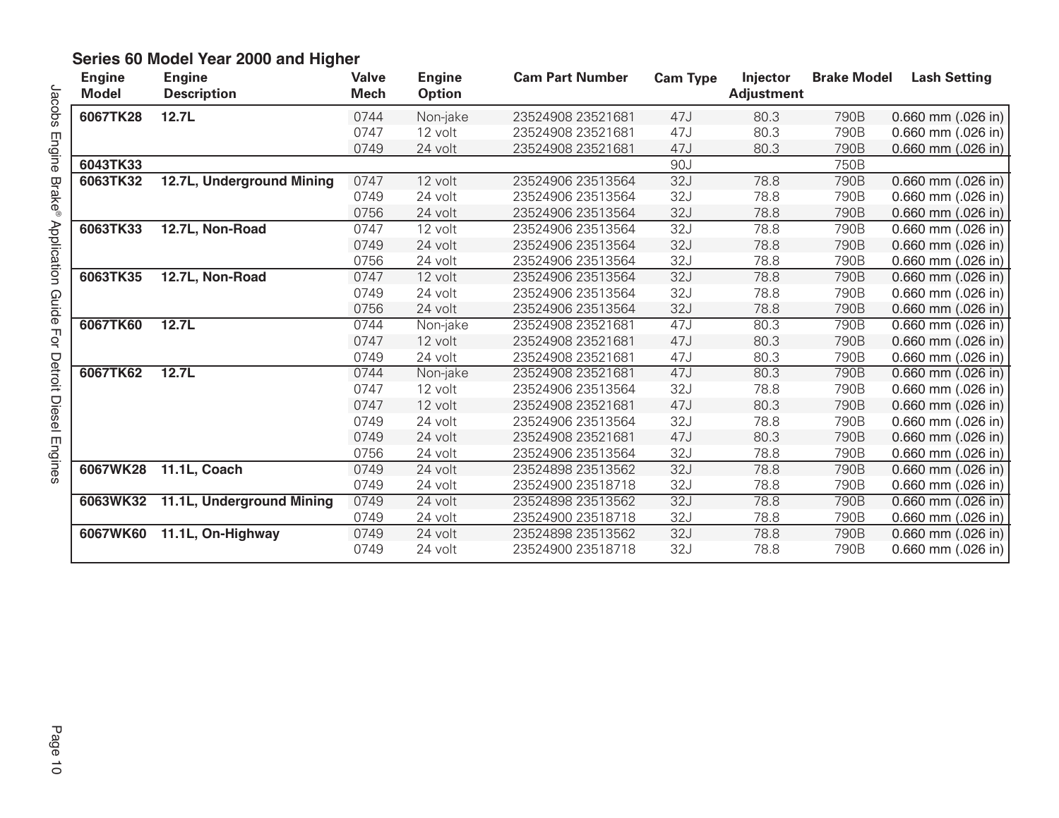## Series 60 Model Year 2000 and Higher

| Engine Model | Engine Description | Valve Mech | Engine Option | Cam Part Number | Cam Type | Injector Adjustment | Brake Model | Lash Setting |
|---|---|---|---|---|---|---|---|---|
| **6067TK28** | **12.7L** | 0744 | Non-jake | 23524908 23521681 | 47J | 80.3 | 790B | 0.660 mm (.026 in) |
| | | 0747 | 12 volt | 23524908 23521681 | 47J | 80.3 | 790B | 0.660 mm (.026 in) |
| | | 0749 | 24 volt | 23524908 23521681 | 47J | 80.3 | 790B | 0.660 mm (.026 in) |
| **6043TK33** | | | | | 90J | | 750B | |
| **6063TK32** | **12.7L, Underground Mining** | 0747 | 12 volt | 23524906 23513564 | 32J | 78.8 | 790B | 0.660 mm (.026 in) |
| | | 0749 | 24 volt | 23524906 23513564 | 32J | 78.8 | 790B | 0.660 mm (.026 in) |
| | | 0756 | 24 volt | 23524906 23513564 | 32J | 78.8 | 790B | 0.660 mm (.026 in) |
| **6063TK33** | **12.7L, Non-Road** | 0747 | 12 volt | 23524906 23513564 | 32J | 78.8 | 790B | 0.660 mm (.026 in) |
| | | 0749 | 24 volt | 23524906 23513564 | 32J | 78.8 | 790B | 0.660 mm (.026 in) |
| | | 0756 | 24 volt | 23524906 23513564 | 32J | 78.8 | 790B | 0.660 mm (.026 in) |
| **6063TK35** | **12.7L, Non-Road** | 0747 | 12 volt | 23524906 23513564 | 32J | 78.8 | 790B | 0.660 mm (.026 in) |
| | | 0749 | 24 volt | 23524906 23513564 | 32J | 78.8 | 790B | 0.660 mm (.026 in) |
| | | 0756 | 24 volt | 23524906 23513564 | 32J | 78.8 | 790B | 0.660 mm (.026 in) |
| **6067TK60** | **12.7L** | 0744 | Non-jake | 23524908 23521681 | 47J | 80.3 | 790B | 0.660 mm (.026 in) |
| | | 0747 | 12 volt | 23524908 23521681 | 47J | 80.3 | 790B | 0.660 mm (.026 in) |
| | | 0749 | 24 volt | 23524908 23521681 | 47J | 80.3 | 790B | 0.660 mm (.026 in) |
| **6067TK62** | **12.7L** | 0744 | Non-jake | 23524908 23521681 | 47J | 80.3 | 790B | 0.660 mm (.026 in) |
| | | 0747 | 12 volt | 23524906 23513564 | 32J | 78.8 | 790B | 0.660 mm (.026 in) |
| | | 0747 | 12 volt | 23524908 23521681 | 47J | 80.3 | 790B | 0.660 mm (.026 in) |
| | | 0749 | 24 volt | 23524906 23513564 | 32J | 78.8 | 790B | 0.660 mm (.026 in) |
| | | 0749 | 24 volt | 23524908 23521681 | 47J | 80.3 | 790B | 0.660 mm (.026 in) |
| | | 0756 | 24 volt | 23524906 23513564 | 32J | 78.8 | 790B | 0.660 mm (.026 in) |
| **6067WK28** | **11.1L, Coach** | 0749 | 24 volt | 23524898 23513562 | 32J | 78.8 | 790B | 0.660 mm (.026 in) |
| | | 0749 | 24 volt | 23524900 23518718 | 32J | 78.8 | 790B | 0.660 mm (.026 in) |
| **6063WK32** | **11.1L, Underground Mining** | 0749 | 24 volt | 23524898 23513562 | 32J | 78.8 | 790B | 0.660 mm (.026 in) |
| | | 0749 | 24 volt | 23524900 23518718 | 32J | 78.8 | 790B | 0.660 mm (.026 in) |
| **6067WK60** | **11.1L, On-Highway** | 0749 | 24 volt | 23524898 23513562 | 32J | 78.8 | 790B | 0.660 mm (.026 in) |
| | | 0749 | 24 volt | 23524900 23518718 | 32J | 78.8 | 790B | 0.660 mm (.026 in) |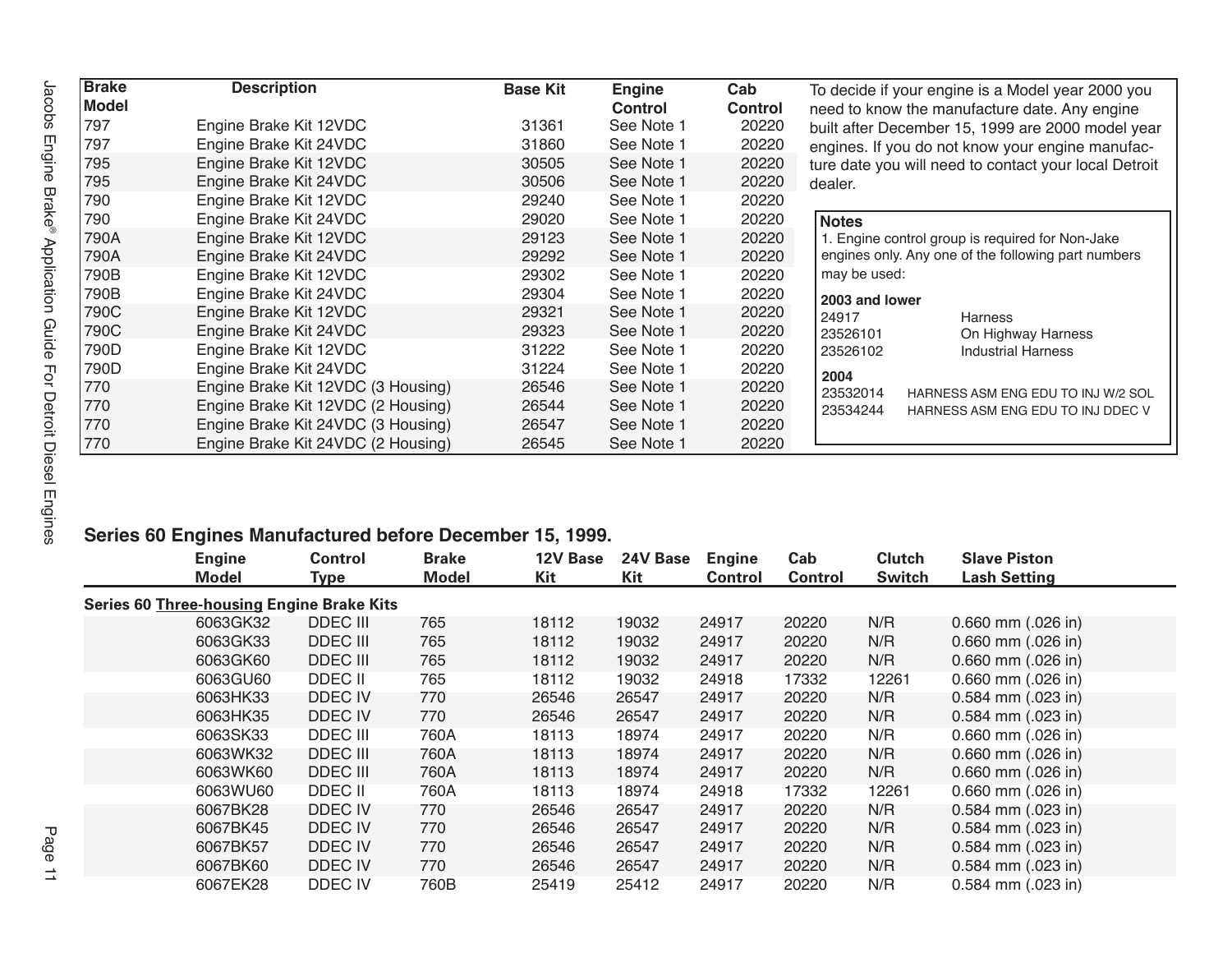| Brake Model | Description | Base Kit | Engine Control | Cab Control |
|---|---|---|---|---|
| 797 | Engine Brake Kit 12VDC | 31361 | See Note 1 | 20220 |
| 797 | Engine Brake Kit 24VDC | 31860 | See Note 1 | 20220 |
| 795 | Engine Brake Kit 12VDC | 30505 | See Note 1 | 20220 |
| 795 | Engine Brake Kit 24VDC | 30506 | See Note 1 | 20220 |
| 790 | Engine Brake Kit 12VDC | 29240 | See Note 1 | 20220 |
| 790 | Engine Brake Kit 24VDC | 29020 | See Note 1 | 20220 |
| 790A | Engine Brake Kit 12VDC | 29123 | See Note 1 | 20220 |
| 790A | Engine Brake Kit 24VDC | 29292 | See Note 1 | 20220 |
| 790B | Engine Brake Kit 12VDC | 29302 | See Note 1 | 20220 |
| 790B | Engine Brake Kit 24VDC | 29304 | See Note 1 | 20220 |
| 790C | Engine Brake Kit 12VDC | 29321 | See Note 1 | 20220 |
| 790C | Engine Brake Kit 24VDC | 29323 | See Note 1 | 20220 |
| 790D | Engine Brake Kit 12VDC | 31222 | See Note 1 | 20220 |
| 790D | Engine Brake Kit 24VDC | 31224 | See Note 1 | 20220 |
| 770 | Engine Brake Kit 12VDC (3 Housing) | 26546 | See Note 1 | 20220 |
| 770 | Engine Brake Kit 12VDC (2 Housing) | 26544 | See Note 1 | 20220 |
| 770 | Engine Brake Kit 24VDC (3 Housing) | 26547 | See Note 1 | 20220 |
| 770 | Engine Brake Kit 24VDC (2 Housing) | 26545 | See Note 1 | 20220 |

To decide if your engine is a Model year 2000 you need to know the manufacture date. Any engine built after December 15, 1999 are 2000 model year engines. If you do not know your engine manufacture date you will need to contact your local Detroit dealer.

**Notes**

1. Engine control group is required for Non-Jake engines only. Any one of the following part numbers may be used:

**2003 and lower**

| | |
|---|---|
| 24917 | Harness |
| 23526101 | On Highway Harness |
| 23526102 | Industrial Harness |

**2004**

| | |
|---|---|
| 23532014 | HARNESS ASM ENG EDU TO INJ W/2 SOL |
| 23534244 | HARNESS ASM ENG EDU TO INJ DDEC V |

## Series 60 Engines Manufactured before December 15, 1999.

| Engine Model | Control Type | Brake Model | 12V Base Kit | 24V Base Kit | Engine Control | Cab Control | Clutch Switch | Slave Piston Lash Setting |
|---|---|---|---|---|---|---|---|---|
| **Series 60 Three-housing Engine Brake Kits** | | | | | | | | |
| 6063GK32 | DDEC III | 765 | 18112 | 19032 | 24917 | 20220 | N/R | 0.660 mm (.026 in) |
| 6063GK33 | DDEC III | 765 | 18112 | 19032 | 24917 | 20220 | N/R | 0.660 mm (.026 in) |
| 6063GK60 | DDEC III | 765 | 18112 | 19032 | 24917 | 20220 | N/R | 0.660 mm (.026 in) |
| 6063GU60 | DDEC II | 765 | 18112 | 19032 | 24918 | 17332 | 12261 | 0.660 mm (.026 in) |
| 6063HK33 | DDEC IV | 770 | 26546 | 26547 | 24917 | 20220 | N/R | 0.584 mm (.023 in) |
| 6063HK35 | DDEC IV | 770 | 26546 | 26547 | 24917 | 20220 | N/R | 0.584 mm (.023 in) |
| 6063SK33 | DDEC III | 760A | 18113 | 18974 | 24917 | 20220 | N/R | 0.660 mm (.026 in) |
| 6063WK32 | DDEC III | 760A | 18113 | 18974 | 24917 | 20220 | N/R | 0.660 mm (.026 in) |
| 6063WK60 | DDEC III | 760A | 18113 | 18974 | 24917 | 20220 | N/R | 0.660 mm (.026 in) |
| 6063WU60 | DDEC II | 760A | 18113 | 18974 | 24918 | 17332 | 12261 | 0.660 mm (.026 in) |
| 6067BK28 | DDEC IV | 770 | 26546 | 26547 | 24917 | 20220 | N/R | 0.584 mm (.023 in) |
| 6067BK45 | DDEC IV | 770 | 26546 | 26547 | 24917 | 20220 | N/R | 0.584 mm (.023 in) |
| 6067BK57 | DDEC IV | 770 | 26546 | 26547 | 24917 | 20220 | N/R | 0.584 mm (.023 in) |
| 6067BK60 | DDEC IV | 770 | 26546 | 26547 | 24917 | 20220 | N/R | 0.584 mm (.023 in) |
| 6067EK28 | DDEC IV | 760B | 25419 | 25412 | 24917 | 20220 | N/R | 0.584 mm (.023 in) |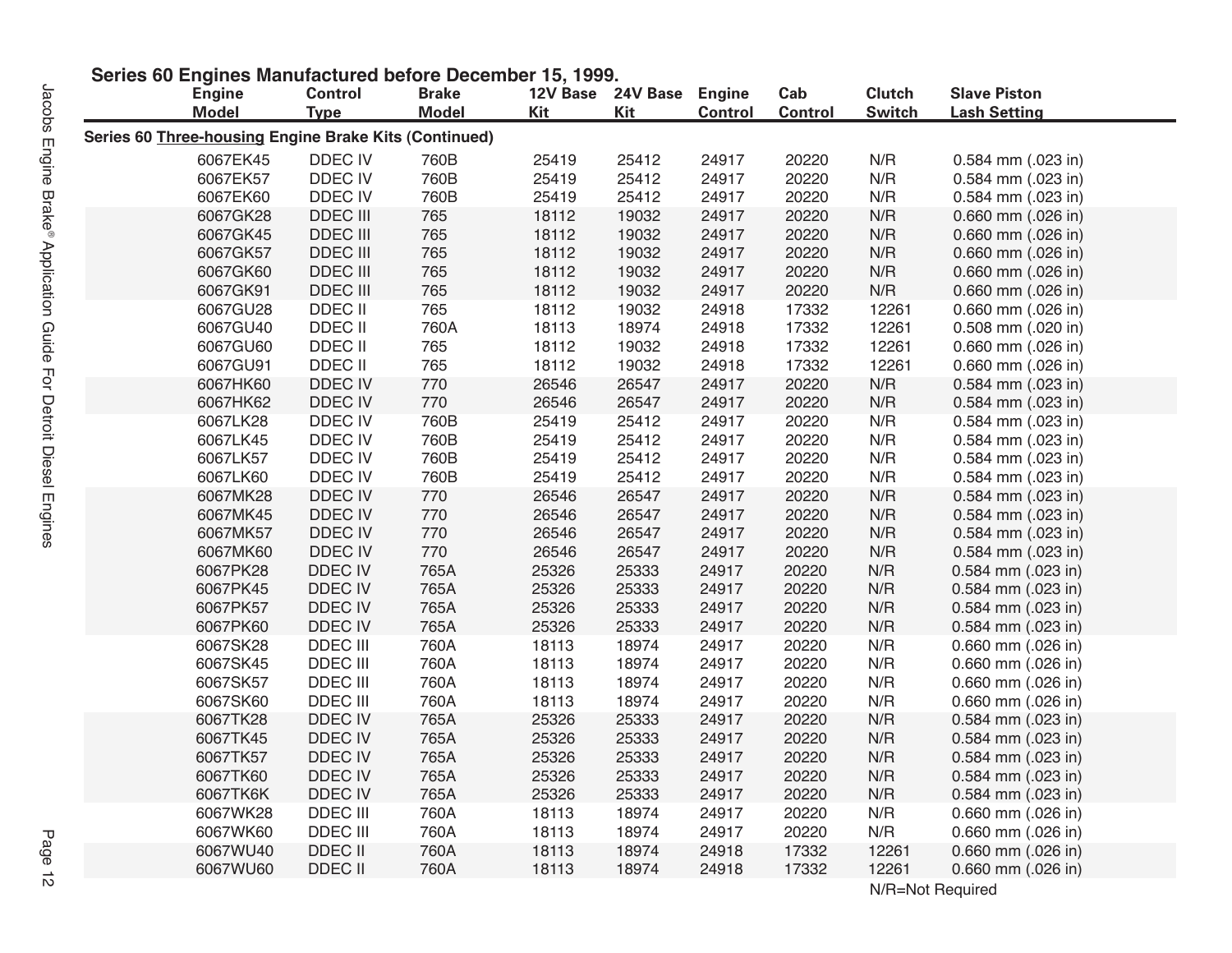## Series 60 Engines Manufactured before December 15, 1999.

| Engine Model | Control Type | Brake Model | 12V Base Kit | 24V Base Kit | Engine Control | Cab Control | Clutch Switch | Slave Piston Lash Setting |
|---|---|---|---|---|---|---|---|---|
| **Series 60 Three-housing Engine Brake Kits (Continued)** | | | | | | | | |
| 6067EK45 | DDEC IV | 760B | 25419 | 25412 | 24917 | 20220 | N/R | 0.584 mm (.023 in) |
| 6067EK57 | DDEC IV | 760B | 25419 | 25412 | 24917 | 20220 | N/R | 0.584 mm (.023 in) |
| 6067EK60 | DDEC IV | 760B | 25419 | 25412 | 24917 | 20220 | N/R | 0.584 mm (.023 in) |
| 6067GK28 | DDEC III | 765 | 18112 | 19032 | 24917 | 20220 | N/R | 0.660 mm (.026 in) |
| 6067GK45 | DDEC III | 765 | 18112 | 19032 | 24917 | 20220 | N/R | 0.660 mm (.026 in) |
| 6067GK57 | DDEC III | 765 | 18112 | 19032 | 24917 | 20220 | N/R | 0.660 mm (.026 in) |
| 6067GK60 | DDEC III | 765 | 18112 | 19032 | 24917 | 20220 | N/R | 0.660 mm (.026 in) |
| 6067GK91 | DDEC III | 765 | 18112 | 19032 | 24917 | 20220 | N/R | 0.660 mm (.026 in) |
| 6067GU28 | DDEC II | 765 | 18112 | 19032 | 24918 | 17332 | 12261 | 0.660 mm (.026 in) |
| 6067GU40 | DDEC II | 760A | 18113 | 18974 | 24918 | 17332 | 12261 | 0.508 mm (.020 in) |
| 6067GU60 | DDEC II | 765 | 18112 | 19032 | 24918 | 17332 | 12261 | 0.660 mm (.026 in) |
| 6067GU91 | DDEC II | 765 | 18112 | 19032 | 24918 | 17332 | 12261 | 0.660 mm (.026 in) |
| 6067HK60 | DDEC IV | 770 | 26546 | 26547 | 24917 | 20220 | N/R | 0.584 mm (.023 in) |
| 6067HK62 | DDEC IV | 770 | 26546 | 26547 | 24917 | 20220 | N/R | 0.584 mm (.023 in) |
| 6067LK28 | DDEC IV | 760B | 25419 | 25412 | 24917 | 20220 | N/R | 0.584 mm (.023 in) |
| 6067LK45 | DDEC IV | 760B | 25419 | 25412 | 24917 | 20220 | N/R | 0.584 mm (.023 in) |
| 6067LK57 | DDEC IV | 760B | 25419 | 25412 | 24917 | 20220 | N/R | 0.584 mm (.023 in) |
| 6067LK60 | DDEC IV | 760B | 25419 | 25412 | 24917 | 20220 | N/R | 0.584 mm (.023 in) |
| 6067MK28 | DDEC IV | 770 | 26546 | 26547 | 24917 | 20220 | N/R | 0.584 mm (.023 in) |
| 6067MK45 | DDEC IV | 770 | 26546 | 26547 | 24917 | 20220 | N/R | 0.584 mm (.023 in) |
| 6067MK57 | DDEC IV | 770 | 26546 | 26547 | 24917 | 20220 | N/R | 0.584 mm (.023 in) |
| 6067MK60 | DDEC IV | 770 | 26546 | 26547 | 24917 | 20220 | N/R | 0.584 mm (.023 in) |
| 6067PK28 | DDEC IV | 765A | 25326 | 25333 | 24917 | 20220 | N/R | 0.584 mm (.023 in) |
| 6067PK45 | DDEC IV | 765A | 25326 | 25333 | 24917 | 20220 | N/R | 0.584 mm (.023 in) |
| 6067PK57 | DDEC IV | 765A | 25326 | 25333 | 24917 | 20220 | N/R | 0.584 mm (.023 in) |
| 6067PK60 | DDEC IV | 765A | 25326 | 25333 | 24917 | 20220 | N/R | 0.584 mm (.023 in) |
| 6067SK28 | DDEC III | 760A | 18113 | 18974 | 24917 | 20220 | N/R | 0.660 mm (.026 in) |
| 6067SK45 | DDEC III | 760A | 18113 | 18974 | 24917 | 20220 | N/R | 0.660 mm (.026 in) |
| 6067SK57 | DDEC III | 760A | 18113 | 18974 | 24917 | 20220 | N/R | 0.660 mm (.026 in) |
| 6067SK60 | DDEC III | 760A | 18113 | 18974 | 24917 | 20220 | N/R | 0.660 mm (.026 in) |
| 6067TK28 | DDEC IV | 765A | 25326 | 25333 | 24917 | 20220 | N/R | 0.584 mm (.023 in) |
| 6067TK45 | DDEC IV | 765A | 25326 | 25333 | 24917 | 20220 | N/R | 0.584 mm (.023 in) |
| 6067TK57 | DDEC IV | 765A | 25326 | 25333 | 24917 | 20220 | N/R | 0.584 mm (.023 in) |
| 6067TK60 | DDEC IV | 765A | 25326 | 25333 | 24917 | 20220 | N/R | 0.584 mm (.023 in) |
| 6067TK6K | DDEC IV | 765A | 25326 | 25333 | 24917 | 20220 | N/R | 0.584 mm (.023 in) |
| 6067WK28 | DDEC III | 760A | 18113 | 18974 | 24917 | 20220 | N/R | 0.660 mm (.026 in) |
| 6067WK60 | DDEC III | 760A | 18113 | 18974 | 24917 | 20220 | N/R | 0.660 mm (.026 in) |
| 6067WU40 | DDEC II | 760A | 18113 | 18974 | 24918 | 17332 | 12261 | 0.660 mm (.026 in) |
| 6067WU60 | DDEC II | 760A | 18113 | 18974 | 24918 | 17332 | 12261 | 0.660 mm (.026 in) |

N/R=Not Required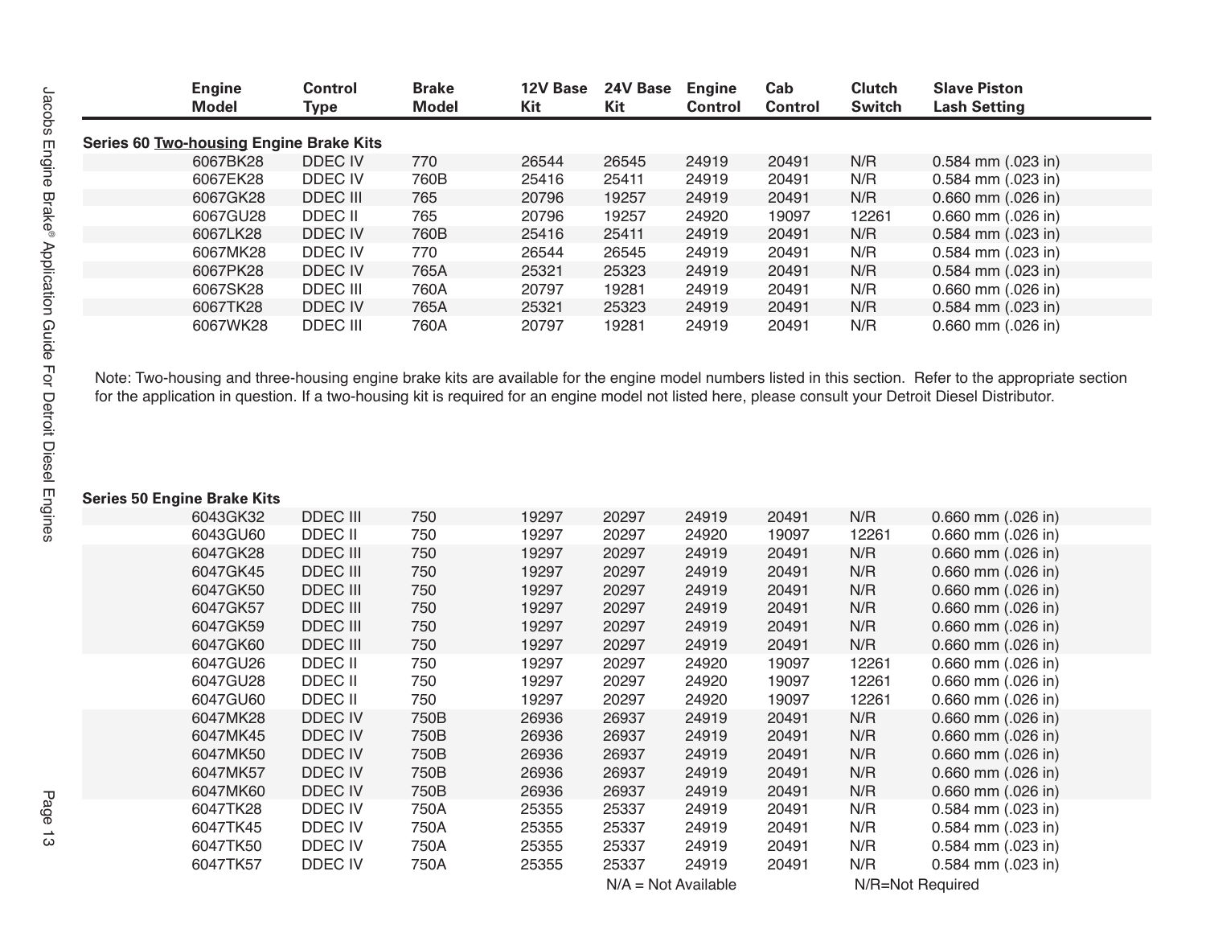| Engine Model | Control Type | Brake Model | 12V Base Kit | 24V Base Kit | Engine Control | Cab Control | Clutch Switch | Slave Piston Lash Setting |
|---|---|---|---|---|---|---|---|---|
| **Series 60 Two-housing Engine Brake Kits** | | | | | | | | |
| 6067BK28 | DDEC IV | 770 | 26544 | 26545 | 24919 | 20491 | N/R | 0.584 mm (.023 in) |
| 6067EK28 | DDEC IV | 760B | 25416 | 25411 | 24919 | 20491 | N/R | 0.584 mm (.023 in) |
| 6067GK28 | DDEC III | 765 | 20796 | 19257 | 24919 | 20491 | N/R | 0.660 mm (.026 in) |
| 6067GU28 | DDEC II | 765 | 20796 | 19257 | 24920 | 19097 | 12261 | 0.660 mm (.026 in) |
| 6067LK28 | DDEC IV | 760B | 25416 | 25411 | 24919 | 20491 | N/R | 0.584 mm (.023 in) |
| 6067MK28 | DDEC IV | 770 | 26544 | 26545 | 24919 | 20491 | N/R | 0.584 mm (.023 in) |
| 6067PK28 | DDEC IV | 765A | 25321 | 25323 | 24919 | 20491 | N/R | 0.584 mm (.023 in) |
| 6067SK28 | DDEC III | 760A | 20797 | 19281 | 24919 | 20491 | N/R | 0.660 mm (.026 in) |
| 6067TK28 | DDEC IV | 765A | 25321 | 25323 | 24919 | 20491 | N/R | 0.584 mm (.023 in) |
| 6067WK28 | DDEC III | 760A | 20797 | 19281 | 24919 | 20491 | N/R | 0.660 mm (.026 in) |

Note: Two-housing and three-housing engine brake kits are available for the engine model numbers listed in this section. Refer to the appropriate section for the application in question. If a two-housing kit is required for an engine model not listed here, please consult your Detroit Diesel Distributor.

| Engine Model | Control Type | Brake Model | 12V Base Kit | 24V Base Kit | Engine Control | Cab Control | Clutch Switch | Slave Piston Lash Setting |
|---|---|---|---|---|---|---|---|---|
| **Series 50 Engine Brake Kits** | | | | | | | | |
| 6043GK32 | DDEC III | 750 | 19297 | 20297 | 24919 | 20491 | N/R | 0.660 mm (.026 in) |
| 6043GU60 | DDEC II | 750 | 19297 | 20297 | 24920 | 19097 | 12261 | 0.660 mm (.026 in) |
| 6047GK28 | DDEC III | 750 | 19297 | 20297 | 24919 | 20491 | N/R | 0.660 mm (.026 in) |
| 6047GK45 | DDEC III | 750 | 19297 | 20297 | 24919 | 20491 | N/R | 0.660 mm (.026 in) |
| 6047GK50 | DDEC III | 750 | 19297 | 20297 | 24919 | 20491 | N/R | 0.660 mm (.026 in) |
| 6047GK57 | DDEC III | 750 | 19297 | 20297 | 24919 | 20491 | N/R | 0.660 mm (.026 in) |
| 6047GK59 | DDEC III | 750 | 19297 | 20297 | 24919 | 20491 | N/R | 0.660 mm (.026 in) |
| 6047GK60 | DDEC III | 750 | 19297 | 20297 | 24919 | 20491 | N/R | 0.660 mm (.026 in) |
| 6047GU26 | DDEC II | 750 | 19297 | 20297 | 24920 | 19097 | 12261 | 0.660 mm (.026 in) |
| 6047GU28 | DDEC II | 750 | 19297 | 20297 | 24920 | 19097 | 12261 | 0.660 mm (.026 in) |
| 6047GU60 | DDEC II | 750 | 19297 | 20297 | 24920 | 19097 | 12261 | 0.660 mm (.026 in) |
| 6047MK28 | DDEC IV | 750B | 26936 | 26937 | 24919 | 20491 | N/R | 0.660 mm (.026 in) |
| 6047MK45 | DDEC IV | 750B | 26936 | 26937 | 24919 | 20491 | N/R | 0.660 mm (.026 in) |
| 6047MK50 | DDEC IV | 750B | 26936 | 26937 | 24919 | 20491 | N/R | 0.660 mm (.026 in) |
| 6047MK57 | DDEC IV | 750B | 26936 | 26937 | 24919 | 20491 | N/R | 0.660 mm (.026 in) |
| 6047MK60 | DDEC IV | 750B | 26936 | 26937 | 24919 | 20491 | N/R | 0.660 mm (.026 in) |
| 6047TK28 | DDEC IV | 750A | 25355 | 25337 | 24919 | 20491 | N/R | 0.584 mm (.023 in) |
| 6047TK45 | DDEC IV | 750A | 25355 | 25337 | 24919 | 20491 | N/R | 0.584 mm (.023 in) |
| 6047TK50 | DDEC IV | 750A | 25355 | 25337 | 24919 | 20491 | N/R | 0.584 mm (.023 in) |
| 6047TK57 | DDEC IV | 750A | 25355 | 25337 | 24919 | 20491 | N/R | 0.584 mm (.023 in) |

N/A = Not Available N/R=Not Required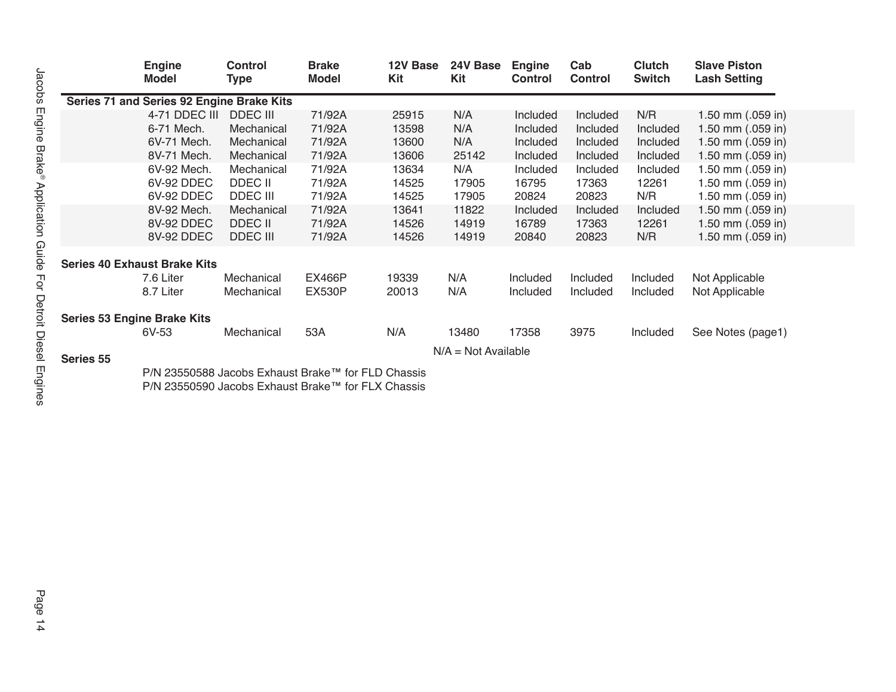| Engine Model | Control Type | Brake Model | 12V Base Kit | 24V Base Kit | Engine Control | Cab Control | Clutch Switch | Slave Piston Lash Setting |
|---|---|---|---|---|---|---|---|---|
| **Series 71 and Series 92 Engine Brake Kits** | | | | | | | | |
| 4-71 DDEC III | DDEC III | 71/92A | 25915 | N/A | Included | Included | N/R | 1.50 mm (.059 in) |
| 6-71 Mech. | Mechanical | 71/92A | 13598 | N/A | Included | Included | Included | 1.50 mm (.059 in) |
| 6V-71 Mech. | Mechanical | 71/92A | 13600 | N/A | Included | Included | Included | 1.50 mm (.059 in) |
| 8V-71 Mech. | Mechanical | 71/92A | 13606 | 25142 | Included | Included | Included | 1.50 mm (.059 in) |
| 6V-92 Mech. | Mechanical | 71/92A | 13634 | N/A | Included | Included | Included | 1.50 mm (.059 in) |
| 6V-92 DDEC | DDEC II | 71/92A | 14525 | 17905 | 16795 | 17363 | 12261 | 1.50 mm (.059 in) |
| 6V-92 DDEC | DDEC III | 71/92A | 14525 | 17905 | 20824 | 20823 | N/R | 1.50 mm (.059 in) |
| 8V-92 Mech. | Mechanical | 71/92A | 13641 | 11822 | Included | Included | Included | 1.50 mm (.059 in) |
| 8V-92 DDEC | DDEC II | 71/92A | 14526 | 14919 | 16789 | 17363 | 12261 | 1.50 mm (.059 in) |
| 8V-92 DDEC | DDEC III | 71/92A | 14526 | 14919 | 20840 | 20823 | N/R | 1.50 mm (.059 in) |
| **Series 40 Exhaust Brake Kits** | | | | | | | | |
| 7.6 Liter | Mechanical | EX466P | 19339 | N/A | Included | Included | Included | Not Applicable |
| 8.7 Liter | Mechanical | EX530P | 20013 | N/A | Included | Included | Included | Not Applicable |
| **Series 53 Engine Brake Kits** | | | | | | | | |
| 6V-53 | Mechanical | 53A | N/A | 13480 | 17358 | 3975 | Included | See Notes (page1) |

N/A = Not Available

**Series 55**

P/N 23550588 Jacobs Exhaust Brake™ for FLD Chassis
P/N 23550590 Jacobs Exhaust Brake™ for FLX Chassis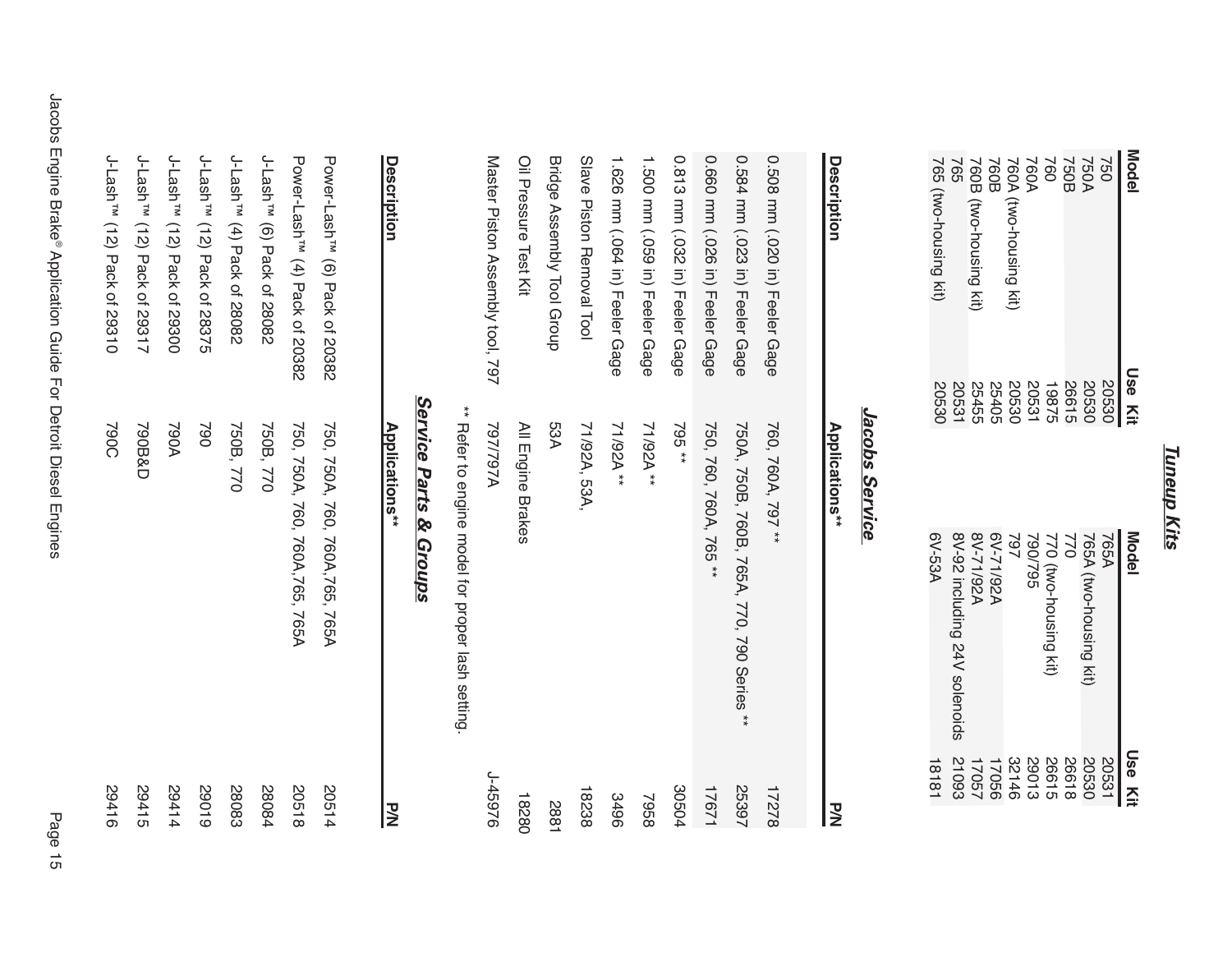## Tuneup Kits

| Model | Use Kit | Model | Use Kit |
|---|---|---|---|
| 750 | 20530 | 765A | 20531 |
| 750A | 20530 | 765A (two-housing kit) | 20530 |
| 750B | 26615 | 770 | 26618 |
| 760 | 19875 | 770 (two-housing kit) | 26615 |
| 760A | 20531 | 790/795 | 29013 |
| 760A (two-housing kit) | 20530 | 797 | 32146 |
| 760B | 25405 | 6V-71/92A | 17056 |
| 760B (two-housing kit) | 25455 | 8V-71/92A | 17057 |
| 765 | 20531 | 8V-92 including 24V solenoids | 21093 |
| 765 (two-housing kit) | 20530 | 6V-53A | 18181 |

## Jacobs Service

| Description | Applications** | P/N |
|---|---|---|
| 0.508 mm (.020 in) Feeler Gage | 760, 760A, 797 ** | 17278 |
| 0.584 mm (.023 in) Feeler Gage | 750A, 750B, 760B, 765A, 770, 790 Series ** | 25397 |
| 0.660 mm (.026 in) Feeler Gage | 750, 760, 760A, 765 ** | 17671 |
| 0.813 mm (.032 in) Feeler Gage | 795 ** | 30504 |
| 1.500 mm (.059 in) Feeler Gage | 71/92A ** | 7958 |
| 1.626 mm (.064 in) Feeler Gage | 71/92A ** | 3496 |
| Slave Piston Removal Tool | 71/92A, 53A, | 18238 |
| Bridge Assembly Tool Group | 53A | 2881 |
| Oil Pressure Test Kit | All Engine Brakes | 18280 |
| Master Piston Assembly tool, 797 | 797/797A | J-45976 |

** Refer to engine model for proper lash setting.

## Service Parts & Groups

| Description | Applications** | P/N |
|---|---|---|
| Power-Lash™ (6) Pack of 20382 | 750, 750A, 760, 760A,765, 765A | 20514 |
| Power-Lash™ (4) Pack of 20382 | 750, 750A, 760, 760A,765, 765A | 20518 |
| J-Lash™ (6) Pack of 28082 | 750B, 770 | 28084 |
| J-Lash™ (4) Pack of 28082 | 750B, 770 | 28083 |
| J-Lash™ (12) Pack of 28375 | 790 | 29019 |
| J-Lash™ (12) Pack of 29300 | 790A | 29414 |
| J-Lash™ (12) Pack of 29317 | 790B&D | 29415 |
| J-Lash™ (12) Pack of 29310 | 790C | 29416 |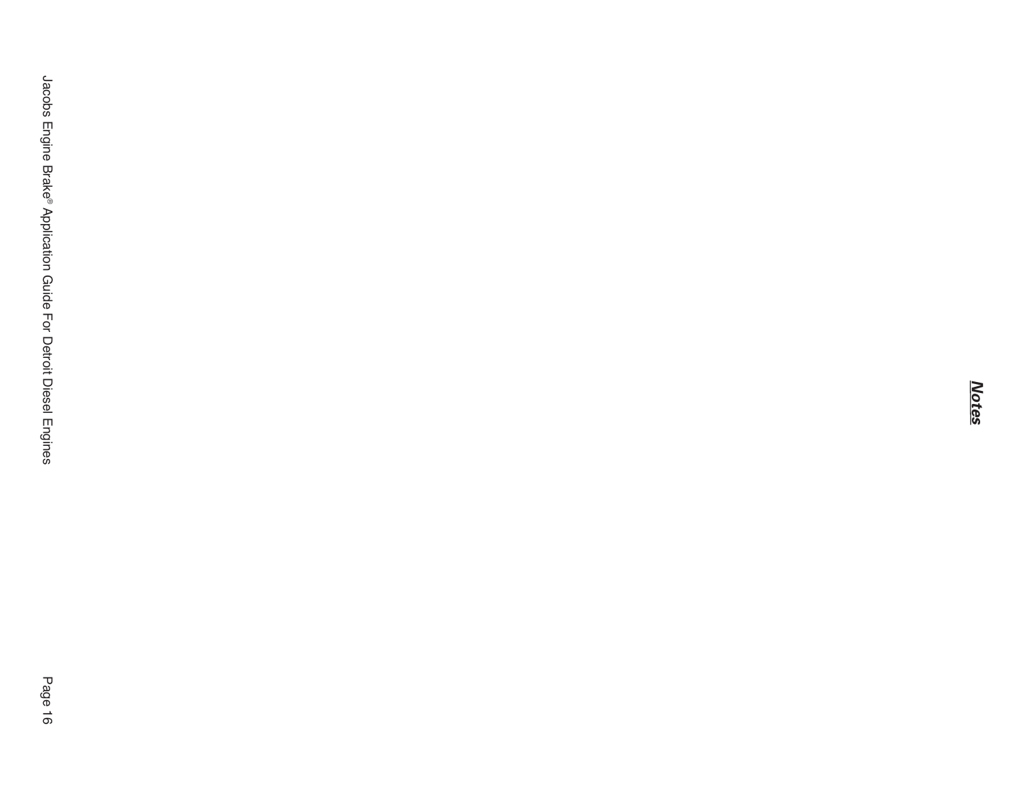## *Notes*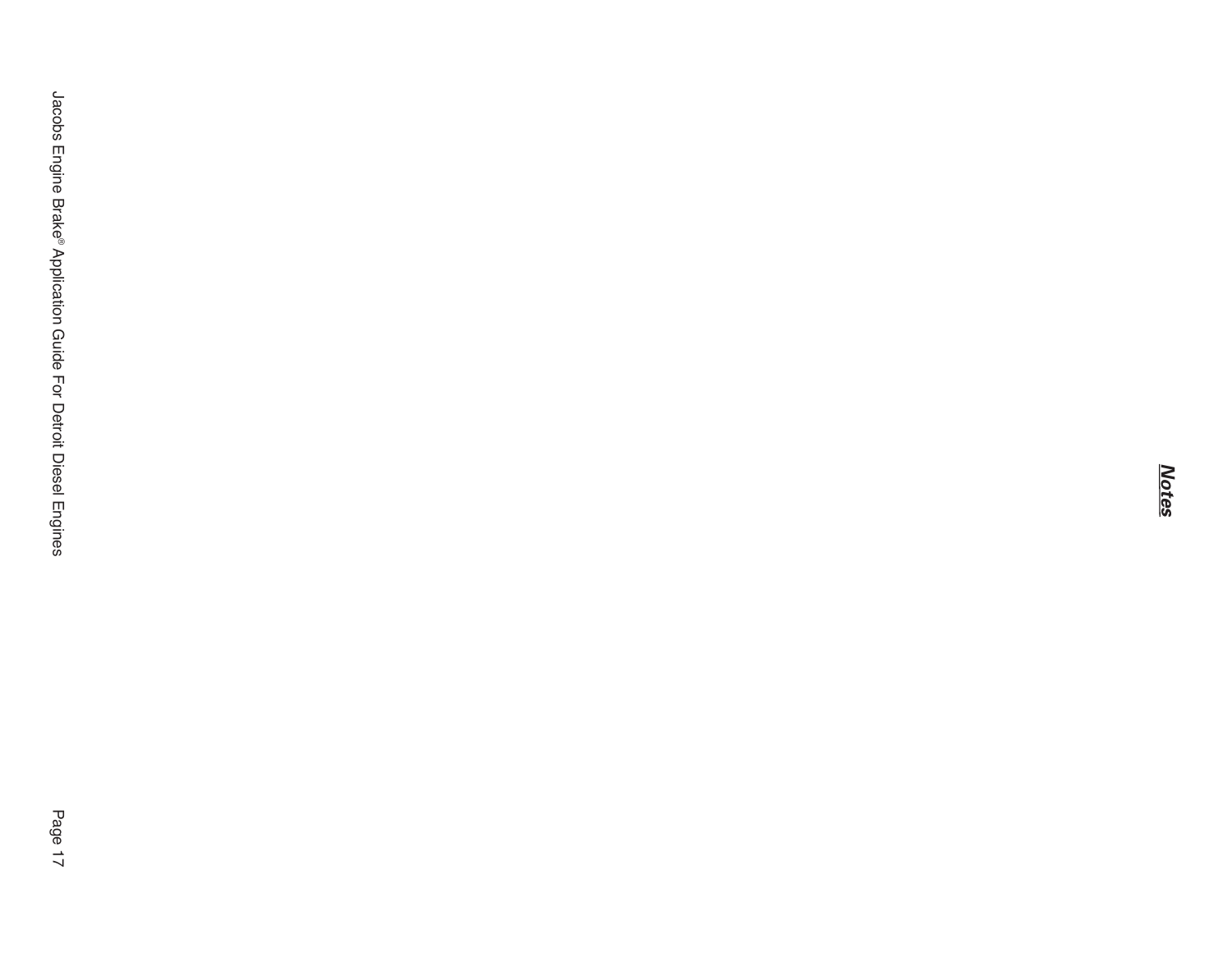***Notes***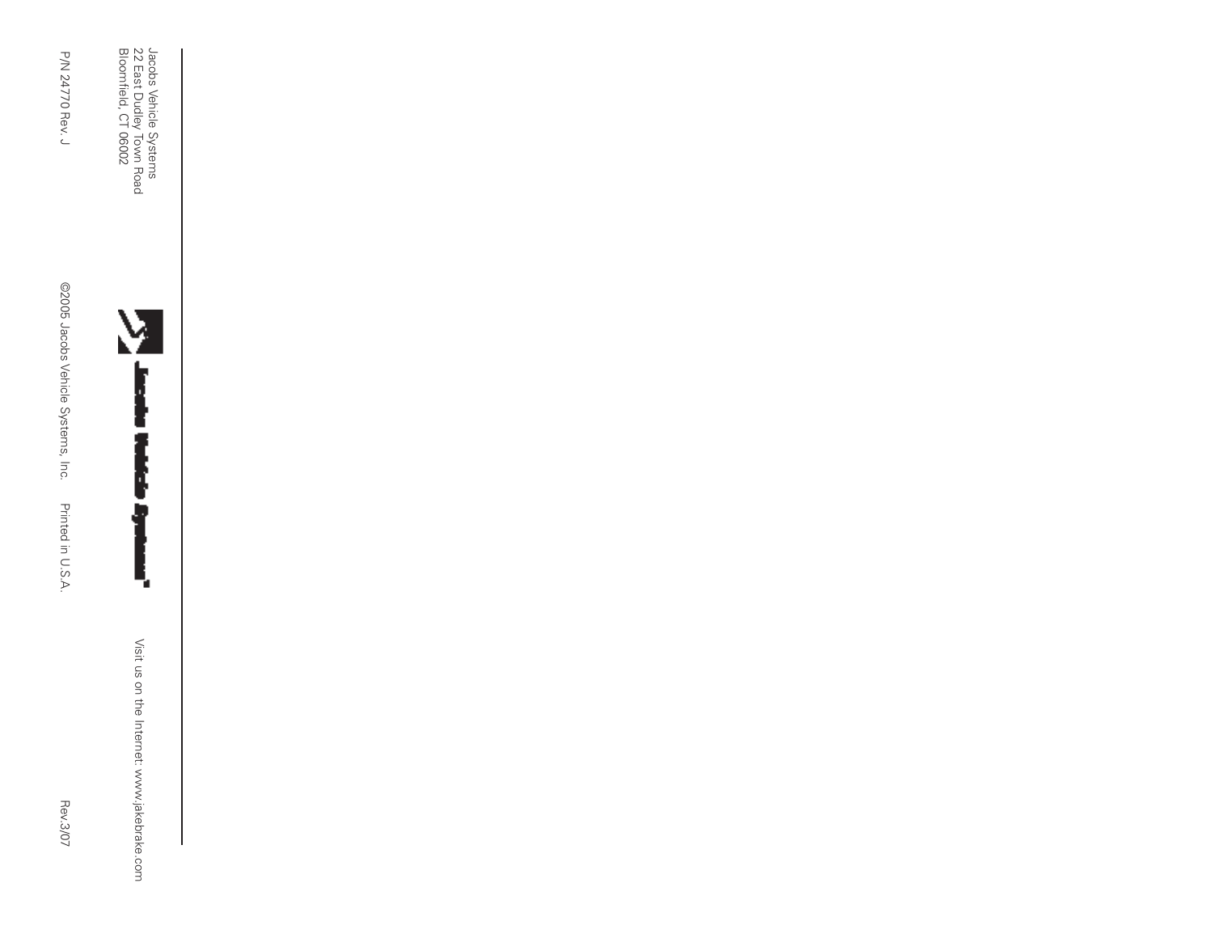Jacobs Vehicle Systems
22 East Dudley Town Road
Bloomfield, CT 06002

Jacobs Vehicle Systems®

Visit us on the Internet: www.jakebrake.com

P/N 24770 Rev. J

©2005 Jacobs Vehicle Systems, Inc. Printed in U.S.A.

Rev.3/07